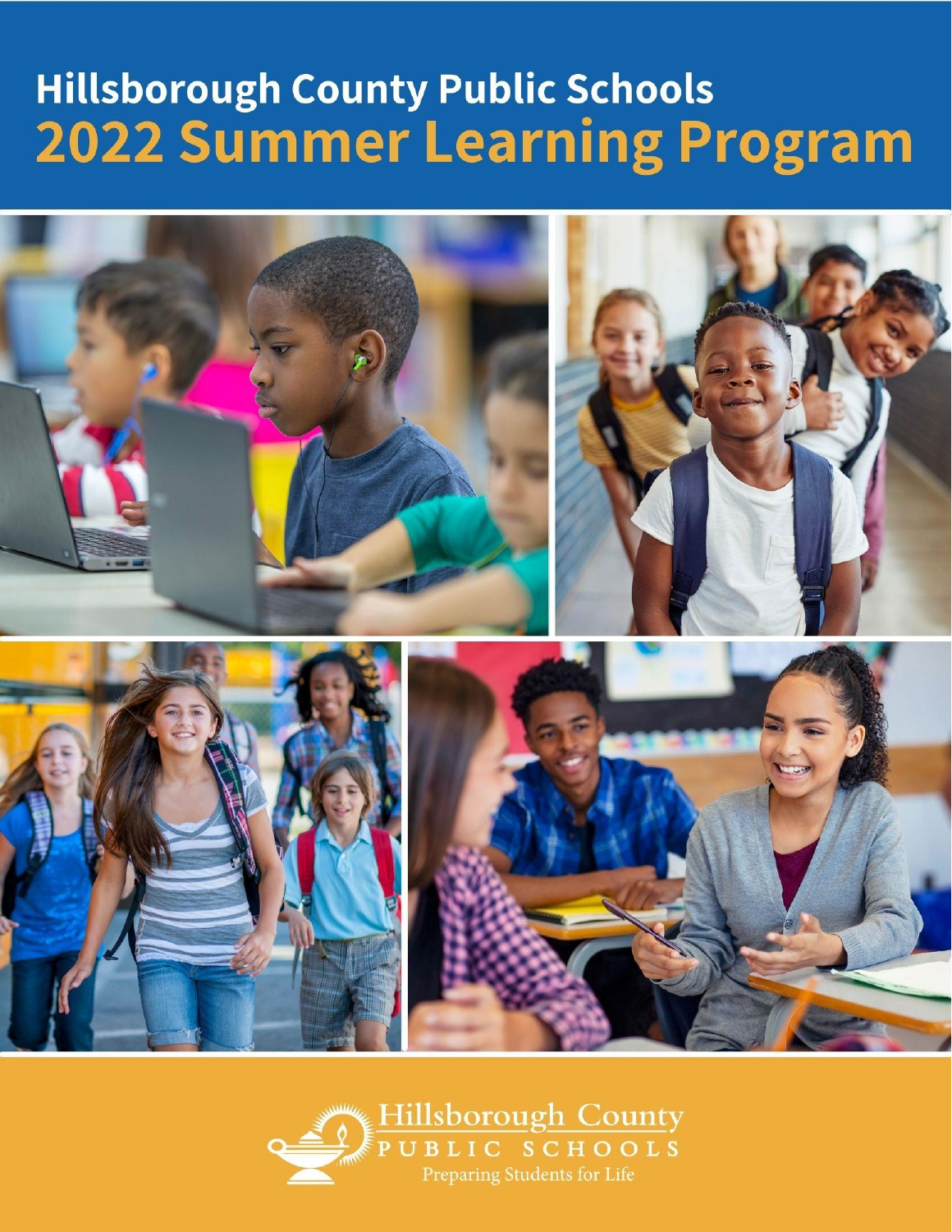# Hillsborough County Public Schools
# 2022 Summer Learning Program

Hillsborough County
PUBLIC SCHOOLS
Preparing Students for Life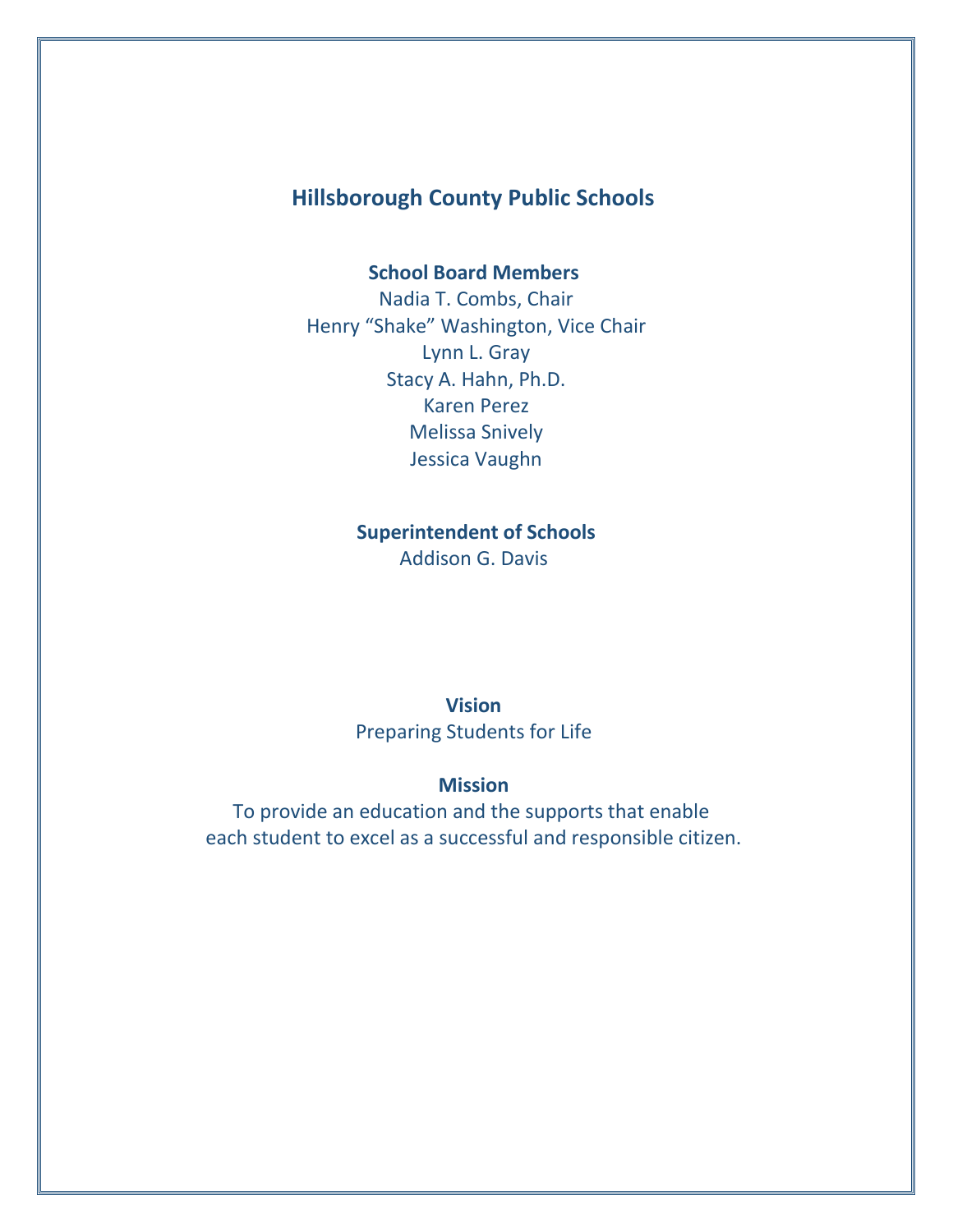# Hillsborough County Public Schools

**School Board Members**

Nadia T. Combs, Chair
Henry "Shake" Washington, Vice Chair
Lynn L. Gray
Stacy A. Hahn, Ph.D.
Karen Perez
Melissa Snively
Jessica Vaughn

**Superintendent of Schools**

Addison G. Davis

**Vision**

Preparing Students for Life

**Mission**

To provide an education and the supports that enable each student to excel as a successful and responsible citizen.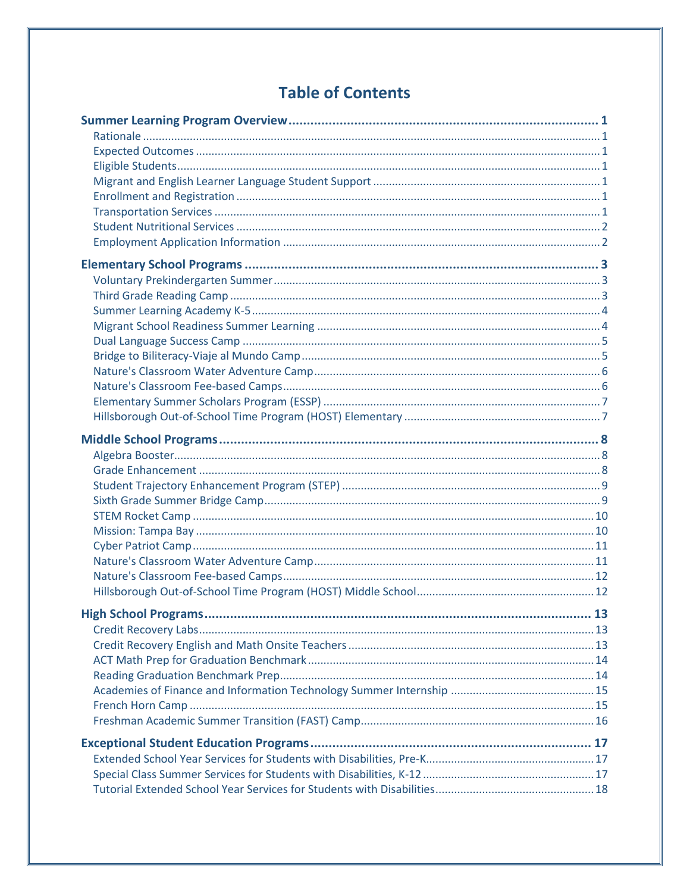# Table of Contents

**Summer Learning Program Overview** .......... 1

- Rationale .......... 1
- Expected Outcomes .......... 1
- Eligible Students .......... 1
- Migrant and English Learner Language Student Support .......... 1
- Enrollment and Registration .......... 1
- Transportation Services .......... 1
- Student Nutritional Services .......... 2
- Employment Application Information .......... 2

**Elementary School Programs** .......... 3

- Voluntary Prekindergarten Summer .......... 3
- Third Grade Reading Camp .......... 3
- Summer Learning Academy K-5 .......... 4
- Migrant School Readiness Summer Learning .......... 4
- Dual Language Success Camp .......... 5
- Bridge to Biliteracy-Viaje al Mundo Camp .......... 5
- Nature's Classroom Water Adventure Camp .......... 6
- Nature's Classroom Fee-based Camps .......... 6
- Elementary Summer Scholars Program (ESSP) .......... 7
- Hillsborough Out-of-School Time Program (HOST) Elementary .......... 7

**Middle School Programs** .......... 8

- Algebra Booster .......... 8
- Grade Enhancement .......... 8
- Student Trajectory Enhancement Program (STEP) .......... 9
- Sixth Grade Summer Bridge Camp .......... 9
- STEM Rocket Camp .......... 10
- Mission: Tampa Bay .......... 10
- Cyber Patriot Camp .......... 11
- Nature's Classroom Water Adventure Camp .......... 11
- Nature's Classroom Fee-based Camps .......... 12
- Hillsborough Out-of-School Time Program (HOST) Middle School .......... 12

**High School Programs** .......... 13

- Credit Recovery Labs .......... 13
- Credit Recovery English and Math Onsite Teachers .......... 13
- ACT Math Prep for Graduation Benchmark .......... 14
- Reading Graduation Benchmark Prep .......... 14
- Academies of Finance and Information Technology Summer Internship .......... 15
- French Horn Camp .......... 15
- Freshman Academic Summer Transition (FAST) Camp .......... 16

**Exceptional Student Education Programs** .......... 17

- Extended School Year Services for Students with Disabilities, Pre-K .......... 17
- Special Class Summer Services for Students with Disabilities, K-12 .......... 17
- Tutorial Extended School Year Services for Students with Disabilities .......... 18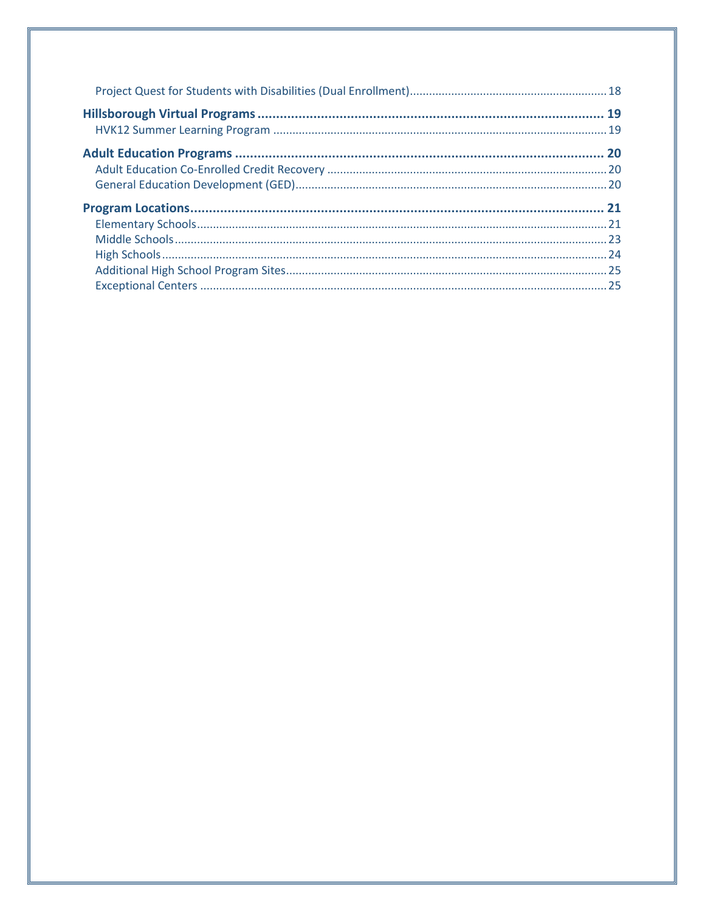Project Quest for Students with Disabilities (Dual Enrollment)............................................................. 18

**Hillsborough Virtual Programs** ............................................................................................. **19**

HVK12 Summer Learning Program ........................................................................................................ 19

**Adult Education Programs** .................................................................................................... **20**

Adult Education Co-Enrolled Credit Recovery ....................................................................................... 20

General Education Development (GED)................................................................................................. 20

**Program Locations**................................................................................................................. **21**

Elementary Schools................................................................................................................................ 21

Middle Schools....................................................................................................................................... 23

High Schools........................................................................................................................................... 24

Additional High School Program Sites.................................................................................................... 25

Exceptional Centers ............................................................................................................................... 25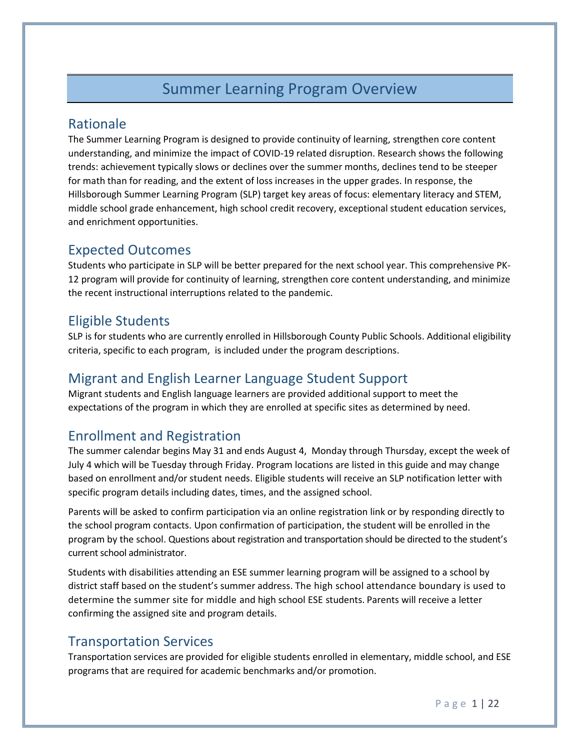# Summer Learning Program Overview

## Rationale

The Summer Learning Program is designed to provide continuity of learning, strengthen core content understanding, and minimize the impact of COVID-19 related disruption. Research shows the following trends: achievement typically slows or declines over the summer months, declines tend to be steeper for math than for reading, and the extent of loss increases in the upper grades. In response, the Hillsborough Summer Learning Program (SLP) target key areas of focus: elementary literacy and STEM, middle school grade enhancement, high school credit recovery, exceptional student education services, and enrichment opportunities.

## Expected Outcomes

Students who participate in SLP will be better prepared for the next school year. This comprehensive PK-12 program will provide for continuity of learning, strengthen core content understanding, and minimize the recent instructional interruptions related to the pandemic.

## Eligible Students

SLP is for students who are currently enrolled in Hillsborough County Public Schools. Additional eligibility criteria, specific to each program, is included under the program descriptions.

## Migrant and English Learner Language Student Support

Migrant students and English language learners are provided additional support to meet the expectations of the program in which they are enrolled at specific sites as determined by need.

## Enrollment and Registration

The summer calendar begins May 31 and ends August 4, Monday through Thursday, except the week of July 4 which will be Tuesday through Friday. Program locations are listed in this guide and may change based on enrollment and/or student needs. Eligible students will receive an SLP notification letter with specific program details including dates, times, and the assigned school.

Parents will be asked to confirm participation via an online registration link or by responding directly to the school program contacts. Upon confirmation of participation, the student will be enrolled in the program by the school. Questions about registration and transportation should be directed to the student's current school administrator.

Students with disabilities attending an ESE summer learning program will be assigned to a school by district staff based on the student's summer address. The high school attendance boundary is used to determine the summer site for middle and high school ESE students. Parents will receive a letter confirming the assigned site and program details.

## Transportation Services

Transportation services are provided for eligible students enrolled in elementary, middle school, and ESE programs that are required for academic benchmarks and/or promotion.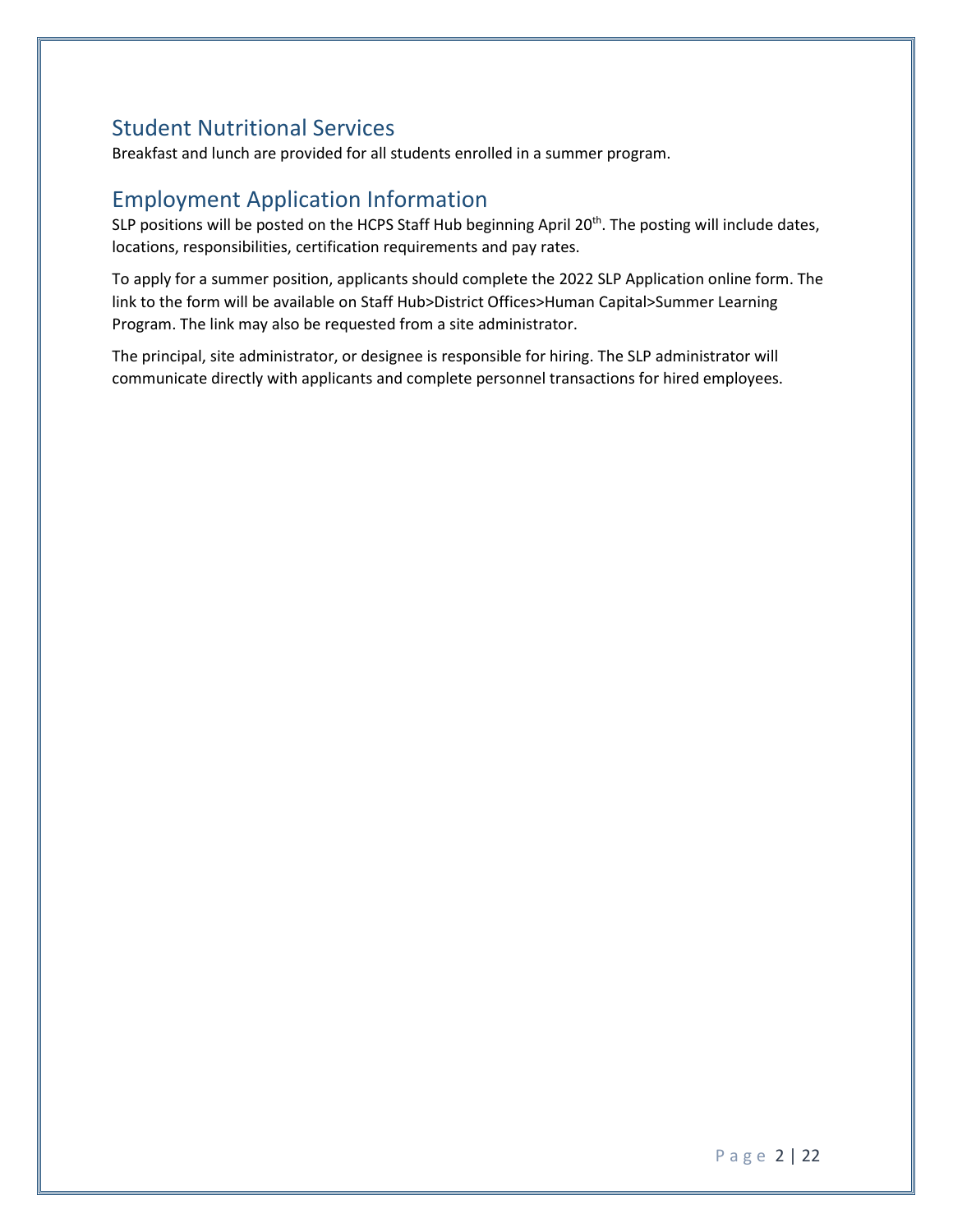## Student Nutritional Services

Breakfast and lunch are provided for all students enrolled in a summer program.

## Employment Application Information

SLP positions will be posted on the HCPS Staff Hub beginning April 20th. The posting will include dates, locations, responsibilities, certification requirements and pay rates.

To apply for a summer position, applicants should complete the 2022 SLP Application online form. The link to the form will be available on Staff Hub>District Offices>Human Capital>Summer Learning Program. The link may also be requested from a site administrator.

The principal, site administrator, or designee is responsible for hiring. The SLP administrator will communicate directly with applicants and complete personnel transactions for hired employees.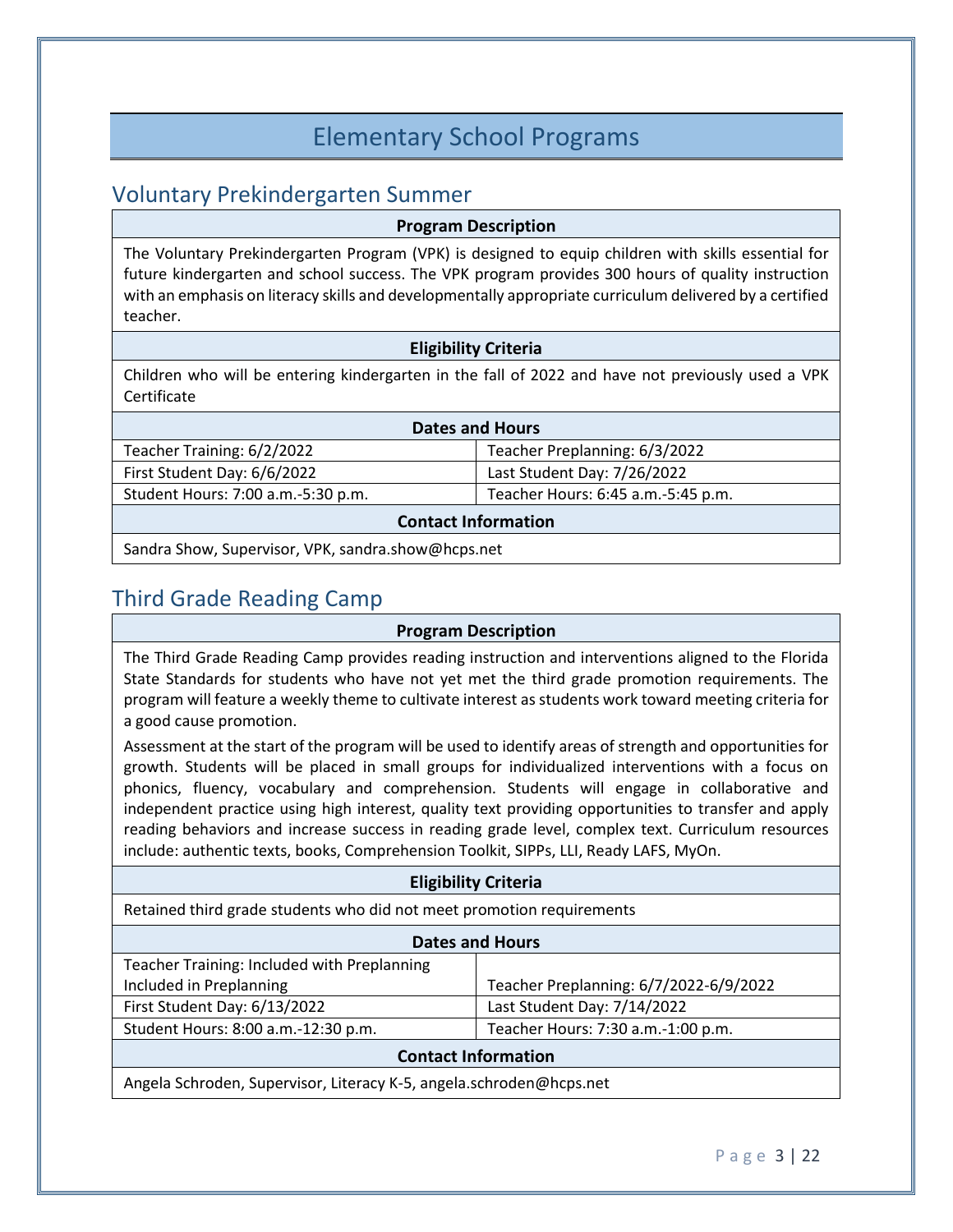# Elementary School Programs

## Voluntary Prekindergarten Summer

| Program Description | |
|---|---|
| The Voluntary Prekindergarten Program (VPK) is designed to equip children with skills essential for future kindergarten and school success. The VPK program provides 300 hours of quality instruction with an emphasis on literacy skills and developmentally appropriate curriculum delivered by a certified teacher. | |
| **Eligibility Criteria** | |
| Children who will be entering kindergarten in the fall of 2022 and have not previously used a VPK Certificate | |
| **Dates and Hours** | |
| Teacher Training: 6/2/2022 | Teacher Preplanning: 6/3/2022 |
| First Student Day: 6/6/2022 | Last Student Day: 7/26/2022 |
| Student Hours: 7:00 a.m.-5:30 p.m. | Teacher Hours: 6:45 a.m.-5:45 p.m. |
| **Contact Information** | |
| Sandra Show, Supervisor, VPK, sandra.show@hcps.net | |

## Third Grade Reading Camp

| Program Description | |
|---|---|
| The Third Grade Reading Camp provides reading instruction and interventions aligned to the Florida State Standards for students who have not yet met the third grade promotion requirements. The program will feature a weekly theme to cultivate interest as students work toward meeting criteria for a good cause promotion. Assessment at the start of the program will be used to identify areas of strength and opportunities for growth. Students will be placed in small groups for individualized interventions with a focus on phonics, fluency, vocabulary and comprehension. Students will engage in collaborative and independent practice using high interest, quality text providing opportunities to transfer and apply reading behaviors and increase success in reading grade level, complex text. Curriculum resources include: authentic texts, books, Comprehension Toolkit, SIPPs, LLI, Ready LAFS, MyOn. | |
| **Eligibility Criteria** | |
| Retained third grade students who did not meet promotion requirements | |
| **Dates and Hours** | |
| Teacher Training: Included with Preplanning Included in Preplanning | Teacher Preplanning: 6/7/2022-6/9/2022 |
| First Student Day: 6/13/2022 | Last Student Day: 7/14/2022 |
| Student Hours: 8:00 a.m.-12:30 p.m. | Teacher Hours: 7:30 a.m.-1:00 p.m. |
| **Contact Information** | |
| Angela Schroden, Supervisor, Literacy K-5, angela.schroden@hcps.net | |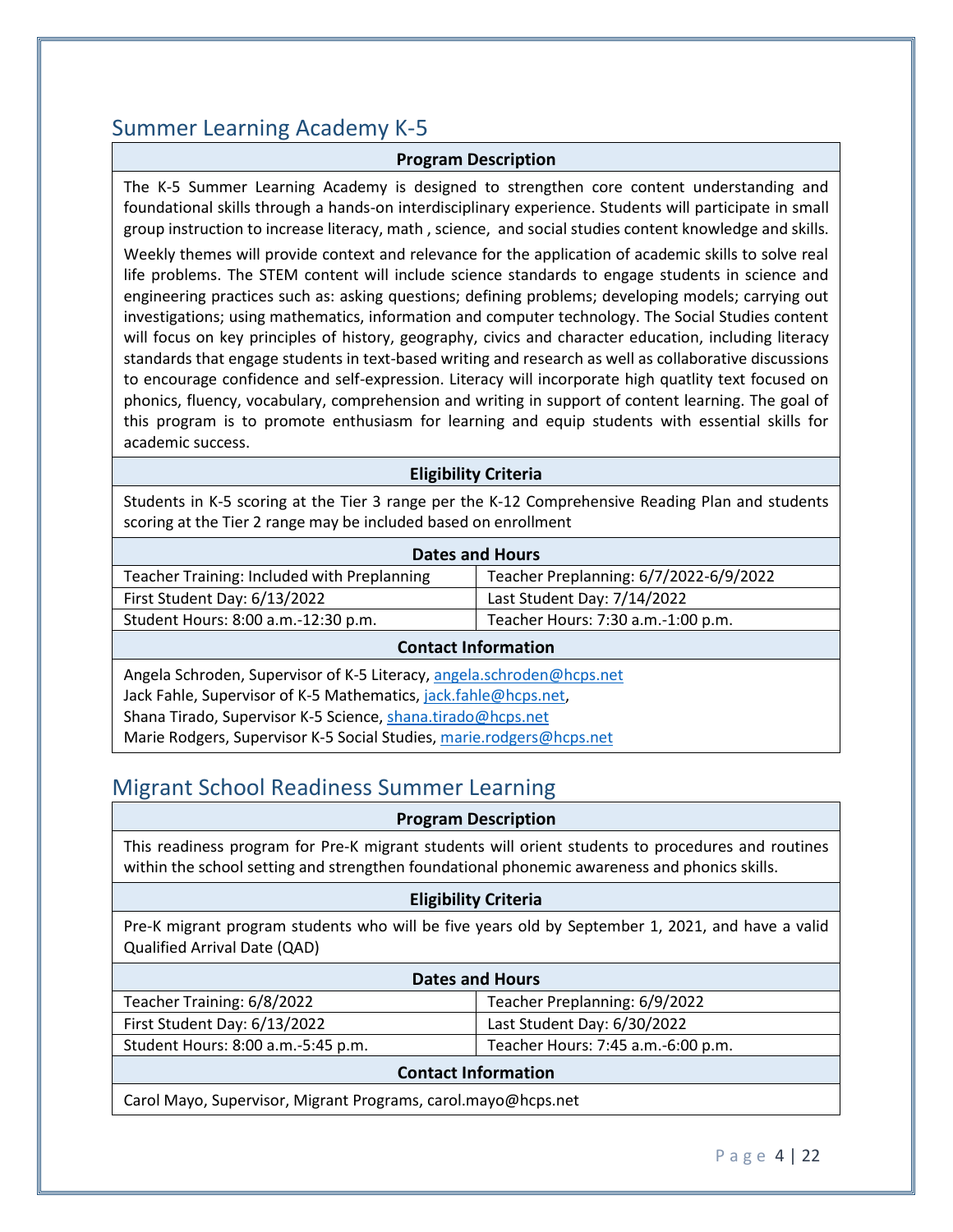## Summer Learning Academy K-5

**Program Description**

The K-5 Summer Learning Academy is designed to strengthen core content understanding and foundational skills through a hands-on interdisciplinary experience. Students will participate in small group instruction to increase literacy, math , science, and social studies content knowledge and skills.

Weekly themes will provide context and relevance for the application of academic skills to solve real life problems. The STEM content will include science standards to engage students in science and engineering practices such as: asking questions; defining problems; developing models; carrying out investigations; using mathematics, information and computer technology. The Social Studies content will focus on key principles of history, geography, civics and character education, including literacy standards that engage students in text-based writing and research as well as collaborative discussions to encourage confidence and self-expression. Literacy will incorporate high quatlity text focused on phonics, fluency, vocabulary, comprehension and writing in support of content learning. The goal of this program is to promote enthusiasm for learning and equip students with essential skills for academic success.

**Eligibility Criteria**

Students in K-5 scoring at the Tier 3 range per the K-12 Comprehensive Reading Plan and students scoring at the Tier 2 range may be included based on enrollment

| Dates and Hours | |
|---|---|
| Teacher Training: Included with Preplanning | Teacher Preplanning: 6/7/2022-6/9/2022 |
| First Student Day: 6/13/2022 | Last Student Day: 7/14/2022 |
| Student Hours: 8:00 a.m.-12:30 p.m. | Teacher Hours: 7:30 a.m.-1:00 p.m. |

**Contact Information**

Angela Schroden, Supervisor of K-5 Literacy, angela.schroden@hcps.net
Jack Fahle, Supervisor of K-5 Mathematics, jack.fahle@hcps.net,
Shana Tirado, Supervisor K-5 Science, shana.tirado@hcps.net
Marie Rodgers, Supervisor K-5 Social Studies, marie.rodgers@hcps.net

## Migrant School Readiness Summer Learning

**Program Description**

This readiness program for Pre-K migrant students will orient students to procedures and routines within the school setting and strengthen foundational phonemic awareness and phonics skills.

**Eligibility Criteria**

Pre-K migrant program students who will be five years old by September 1, 2021, and have a valid Qualified Arrival Date (QAD)

| Dates and Hours | |
|---|---|
| Teacher Training: 6/8/2022 | Teacher Preplanning: 6/9/2022 |
| First Student Day: 6/13/2022 | Last Student Day: 6/30/2022 |
| Student Hours: 8:00 a.m.-5:45 p.m. | Teacher Hours: 7:45 a.m.-6:00 p.m. |

**Contact Information**

Carol Mayo, Supervisor, Migrant Programs, carol.mayo@hcps.net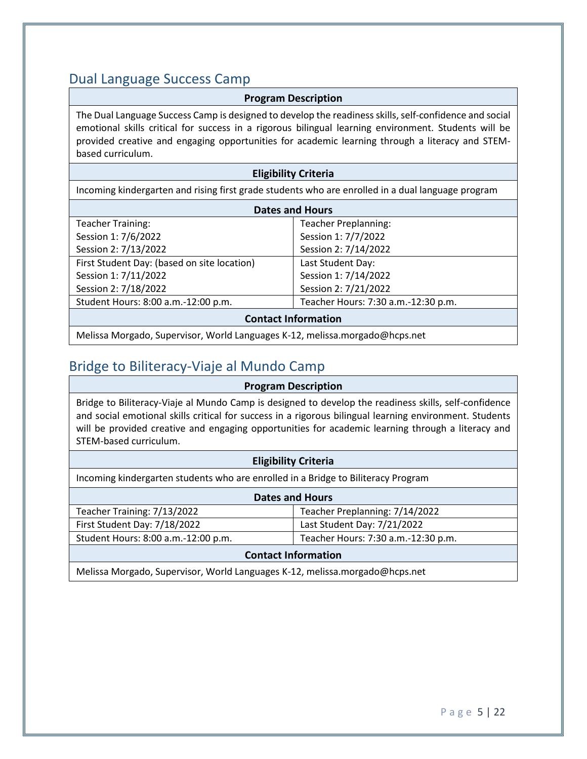## Dual Language Success Camp

| Program Description | |
|---|---|
| The Dual Language Success Camp is designed to develop the readiness skills, self-confidence and social emotional skills critical for success in a rigorous bilingual learning environment. Students will be provided creative and engaging opportunities for academic learning through a literacy and STEM-based curriculum. | |
| **Eligibility Criteria** | |
| Incoming kindergarten and rising first grade students who are enrolled in a dual language program | |
| **Dates and Hours** | |
| Teacher Training:<br>Session 1: 7/6/2022<br>Session 2: 7/13/2022 | Teacher Preplanning:<br>Session 1: 7/7/2022<br>Session 2: 7/14/2022 |
| First Student Day: (based on site location)<br>Session 1: 7/11/2022<br>Session 2: 7/18/2022 | Last Student Day:<br>Session 1: 7/14/2022<br>Session 2: 7/21/2022 |
| Student Hours: 8:00 a.m.-12:00 p.m. | Teacher Hours: 7:30 a.m.-12:30 p.m. |
| **Contact Information** | |
| Melissa Morgado, Supervisor, World Languages K-12, melissa.morgado@hcps.net | |

## Bridge to Biliteracy-Viaje al Mundo Camp

| Program Description | |
|---|---|
| Bridge to Biliteracy-Viaje al Mundo Camp is designed to develop the readiness skills, self-confidence and social emotional skills critical for success in a rigorous bilingual learning environment. Students will be provided creative and engaging opportunities for academic learning through a literacy and STEM-based curriculum. | |
| **Eligibility Criteria** | |
| Incoming kindergarten students who are enrolled in a Bridge to Biliteracy Program | |
| **Dates and Hours** | |
| Teacher Training: 7/13/2022 | Teacher Preplanning: 7/14/2022 |
| First Student Day: 7/18/2022 | Last Student Day: 7/21/2022 |
| Student Hours: 8:00 a.m.-12:00 p.m. | Teacher Hours: 7:30 a.m.-12:30 p.m. |
| **Contact Information** | |
| Melissa Morgado, Supervisor, World Languages K-12, melissa.morgado@hcps.net | |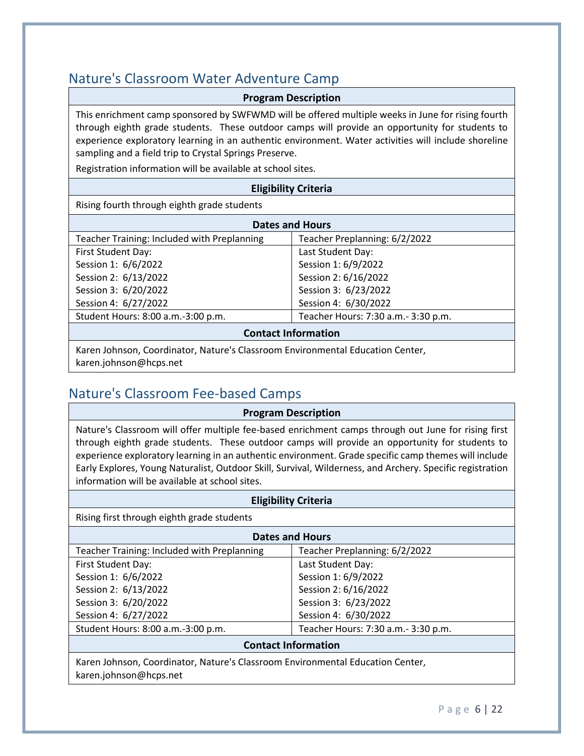## Nature's Classroom Water Adventure Camp

| Program Description |
|---|
| This enrichment camp sponsored by SWFWMD will be offered multiple weeks in June for rising fourth through eighth grade students. These outdoor camps will provide an opportunity for students to experience exploratory learning in an authentic environment. Water activities will include shoreline sampling and a field trip to Crystal Springs Preserve.<br><br>Registration information will be available at school sites. |

| Eligibility Criteria |
|---|
| Rising fourth through eighth grade students |

| Dates and Hours | |
|---|---|
| Teacher Training: Included with Preplanning | Teacher Preplanning: 6/2/2022 |
| First Student Day:<br>Session 1: 6/6/2022<br>Session 2: 6/13/2022<br>Session 3: 6/20/2022<br>Session 4: 6/27/2022 | Last Student Day:<br>Session 1: 6/9/2022<br>Session 2: 6/16/2022<br>Session 3: 6/23/2022<br>Session 4: 6/30/2022 |
| Student Hours: 8:00 a.m.-3:00 p.m. | Teacher Hours: 7:30 a.m.- 3:30 p.m. |

| Contact Information |
|---|
| Karen Johnson, Coordinator, Nature's Classroom Environmental Education Center, karen.johnson@hcps.net |

## Nature's Classroom Fee-based Camps

| Program Description |
|---|
| Nature's Classroom will offer multiple fee-based enrichment camps through out June for rising first through eighth grade students. These outdoor camps will provide an opportunity for students to experience exploratory learning in an authentic environment. Grade specific camp themes will include Early Explores, Young Naturalist, Outdoor Skill, Survival, Wilderness, and Archery. Specific registration information will be available at school sites. |

| Eligibility Criteria |
|---|
| Rising first through eighth grade students |

| Dates and Hours | |
|---|---|
| Teacher Training: Included with Preplanning | Teacher Preplanning: 6/2/2022 |
| First Student Day:<br>Session 1: 6/6/2022<br>Session 2: 6/13/2022<br>Session 3: 6/20/2022<br>Session 4: 6/27/2022 | Last Student Day:<br>Session 1: 6/9/2022<br>Session 2: 6/16/2022<br>Session 3: 6/23/2022<br>Session 4: 6/30/2022 |
| Student Hours: 8:00 a.m.-3:00 p.m. | Teacher Hours: 7:30 a.m.- 3:30 p.m. |

| Contact Information |
|---|
| Karen Johnson, Coordinator, Nature's Classroom Environmental Education Center, karen.johnson@hcps.net |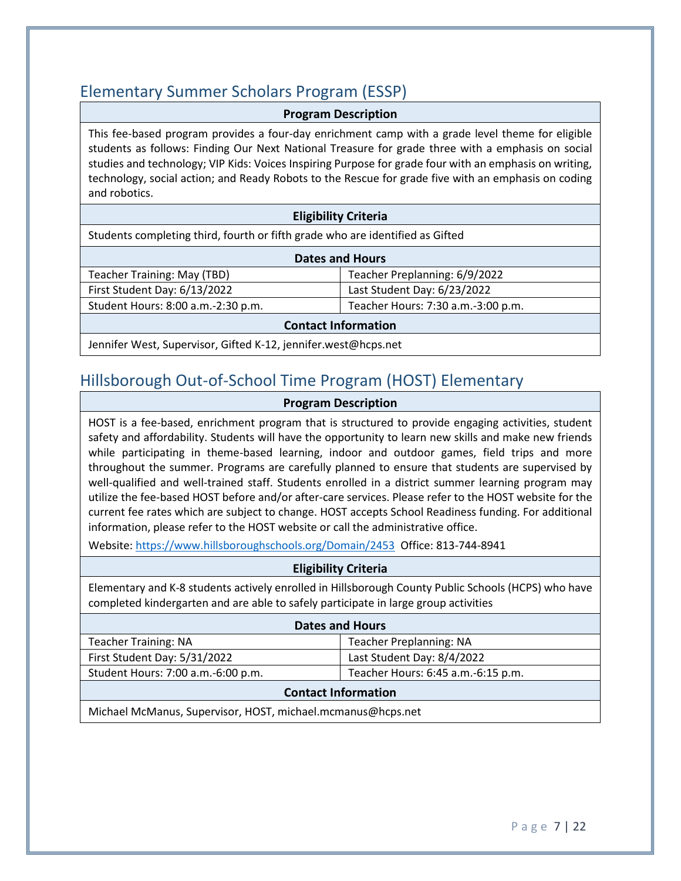## Elementary Summer Scholars Program (ESSP)

| Program Description | |
|---|---|
| This fee-based program provides a four-day enrichment camp with a grade level theme for eligible students as follows: Finding Our Next National Treasure for grade three with a emphasis on social studies and technology; VIP Kids: Voices Inspiring Purpose for grade four with an emphasis on writing, technology, social action; and Ready Robots to the Rescue for grade five with an emphasis on coding and robotics. | |
| **Eligibility Criteria** | |
| Students completing third, fourth or fifth grade who are identified as Gifted | |
| **Dates and Hours** | |
| Teacher Training: May (TBD) | Teacher Preplanning: 6/9/2022 |
| First Student Day: 6/13/2022 | Last Student Day: 6/23/2022 |
| Student Hours: 8:00 a.m.-2:30 p.m. | Teacher Hours: 7:30 a.m.-3:00 p.m. |
| **Contact Information** | |
| Jennifer West, Supervisor, Gifted K-12, jennifer.west@hcps.net | |

## Hillsborough Out-of-School Time Program (HOST) Elementary

| Program Description | |
|---|---|
| HOST is a fee-based, enrichment program that is structured to provide engaging activities, student safety and affordability. Students will have the opportunity to learn new skills and make new friends while participating in theme-based learning, indoor and outdoor games, field trips and more throughout the summer. Programs are carefully planned to ensure that students are supervised by well-qualified and well-trained staff. Students enrolled in a district summer learning program may utilize the fee-based HOST before and/or after-care services. Please refer to the HOST website for the current fee rates which are subject to change. HOST accepts School Readiness funding. For additional information, please refer to the HOST website or call the administrative office. Website: https://www.hillsboroughschools.org/Domain/2453 Office: 813-744-8941 | |
| **Eligibility Criteria** | |
| Elementary and K-8 students actively enrolled in Hillsborough County Public Schools (HCPS) who have completed kindergarten and are able to safely participate in large group activities | |
| **Dates and Hours** | |
| Teacher Training: NA | Teacher Preplanning: NA |
| First Student Day: 5/31/2022 | Last Student Day: 8/4/2022 |
| Student Hours: 7:00 a.m.-6:00 p.m. | Teacher Hours: 6:45 a.m.-6:15 p.m. |
| **Contact Information** | |
| Michael McManus, Supervisor, HOST, michael.mcmanus@hcps.net | |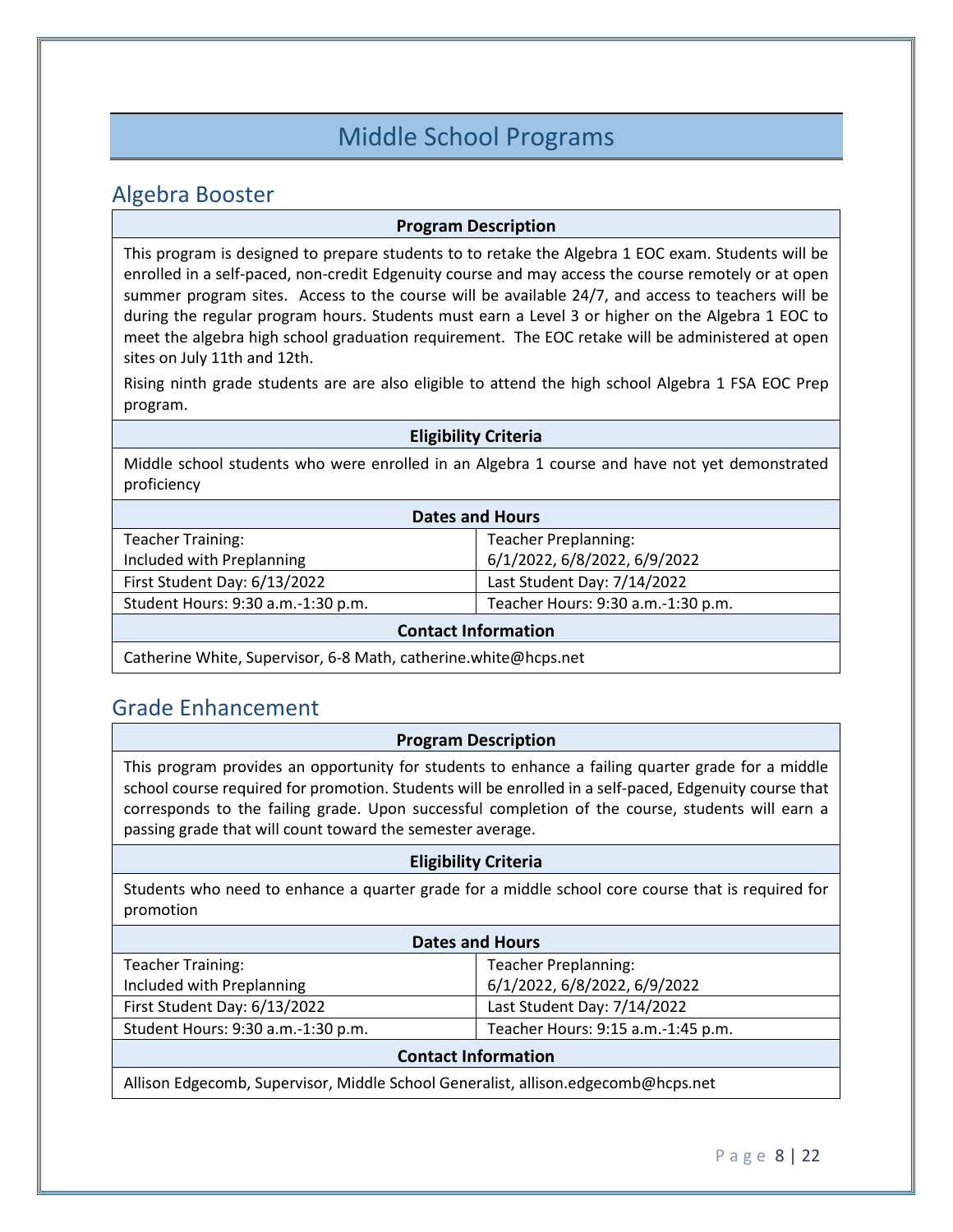# Middle School Programs

## Algebra Booster

| Program Description | |
|---|---|
| This program is designed to prepare students to to retake the Algebra 1 EOC exam. Students will be enrolled in a self-paced, non-credit Edgenuity course and may access the course remotely or at open summer program sites. Access to the course will be available 24/7, and access to teachers will be during the regular program hours. Students must earn a Level 3 or higher on the Algebra 1 EOC to meet the algebra high school graduation requirement. The EOC retake will be administered at open sites on July 11th and 12th.<br><br>Rising ninth grade students are are also eligible to attend the high school Algebra 1 FSA EOC Prep program. | |
| **Eligibility Criteria** | |
| Middle school students who were enrolled in an Algebra 1 course and have not yet demonstrated proficiency | |
| **Dates and Hours** | |
| Teacher Training:<br>Included with Preplanning | Teacher Preplanning:<br>6/1/2022, 6/8/2022, 6/9/2022 |
| First Student Day: 6/13/2022 | Last Student Day: 7/14/2022 |
| Student Hours: 9:30 a.m.-1:30 p.m. | Teacher Hours: 9:30 a.m.-1:30 p.m. |
| **Contact Information** | |
| Catherine White, Supervisor, 6-8 Math, catherine.white@hcps.net | |

## Grade Enhancement

| Program Description | |
|---|---|
| This program provides an opportunity for students to enhance a failing quarter grade for a middle school course required for promotion. Students will be enrolled in a self-paced, Edgenuity course that corresponds to the failing grade. Upon successful completion of the course, students will earn a passing grade that will count toward the semester average. | |
| **Eligibility Criteria** | |
| Students who need to enhance a quarter grade for a middle school core course that is required for promotion | |
| **Dates and Hours** | |
| Teacher Training:<br>Included with Preplanning | Teacher Preplanning:<br>6/1/2022, 6/8/2022, 6/9/2022 |
| First Student Day: 6/13/2022 | Last Student Day: 7/14/2022 |
| Student Hours: 9:30 a.m.-1:30 p.m. | Teacher Hours: 9:15 a.m.-1:45 p.m. |
| **Contact Information** | |
| Allison Edgecomb, Supervisor, Middle School Generalist, allison.edgecomb@hcps.net | |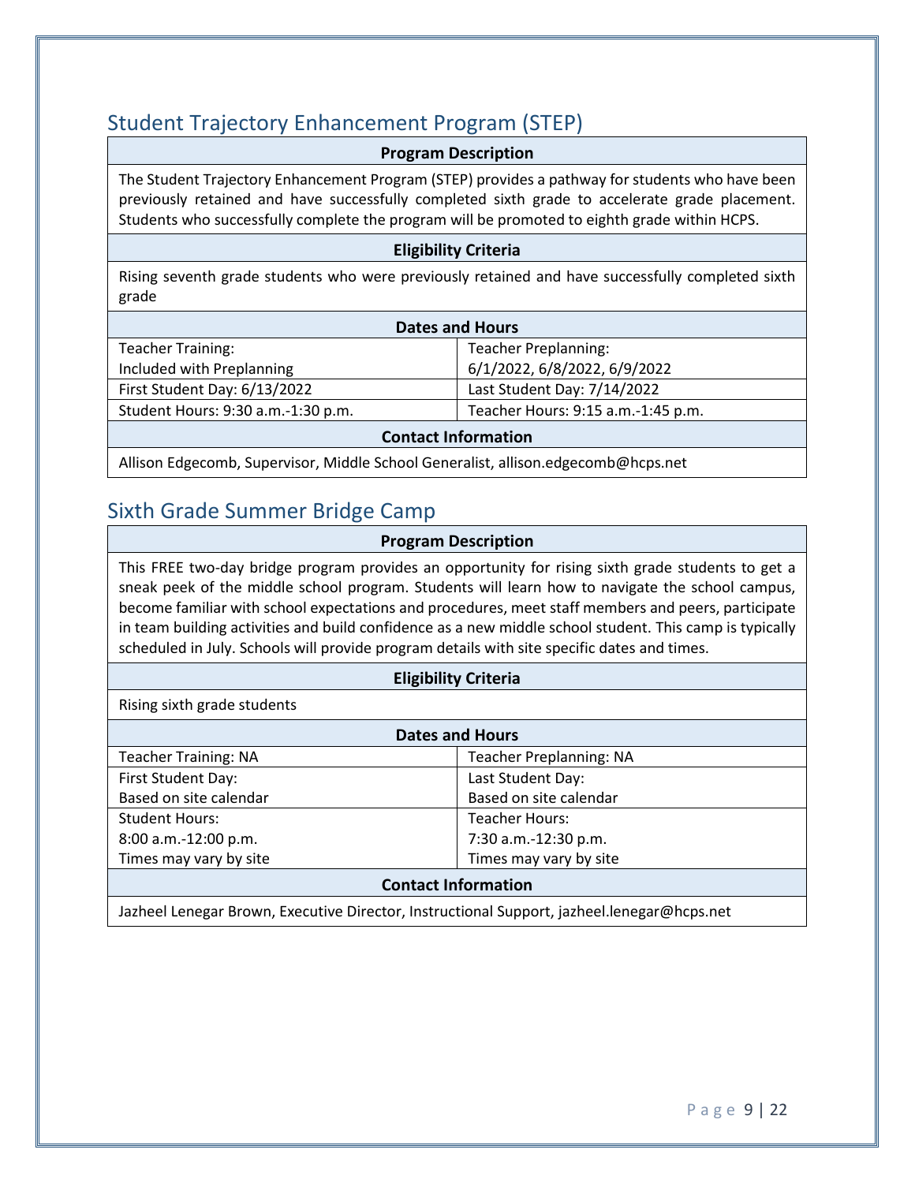## Student Trajectory Enhancement Program (STEP)

| Program Description | |
|---|---|
| The Student Trajectory Enhancement Program (STEP) provides a pathway for students who have been previously retained and have successfully completed sixth grade to accelerate grade placement. Students who successfully complete the program will be promoted to eighth grade within HCPS. | |
| **Eligibility Criteria** | |
| Rising seventh grade students who were previously retained and have successfully completed sixth grade | |
| **Dates and Hours** | |
| Teacher Training: Included with Preplanning | Teacher Preplanning: 6/1/2022, 6/8/2022, 6/9/2022 |
| First Student Day: 6/13/2022 | Last Student Day: 7/14/2022 |
| Student Hours: 9:30 a.m.-1:30 p.m. | Teacher Hours: 9:15 a.m.-1:45 p.m. |
| **Contact Information** | |
| Allison Edgecomb, Supervisor, Middle School Generalist, allison.edgecomb@hcps.net | |

## Sixth Grade Summer Bridge Camp

| Program Description | |
|---|---|
| This FREE two-day bridge program provides an opportunity for rising sixth grade students to get a sneak peek of the middle school program. Students will learn how to navigate the school campus, become familiar with school expectations and procedures, meet staff members and peers, participate in team building activities and build confidence as a new middle school student. This camp is typically scheduled in July. Schools will provide program details with site specific dates and times. | |
| **Eligibility Criteria** | |
| Rising sixth grade students | |
| **Dates and Hours** | |
| Teacher Training: NA | Teacher Preplanning: NA |
| First Student Day: Based on site calendar | Last Student Day: Based on site calendar |
| Student Hours: 8:00 a.m.-12:00 p.m. Times may vary by site | Teacher Hours: 7:30 a.m.-12:30 p.m. Times may vary by site |
| **Contact Information** | |
| Jazheel Lenegar Brown, Executive Director, Instructional Support, jazheel.lenegar@hcps.net | |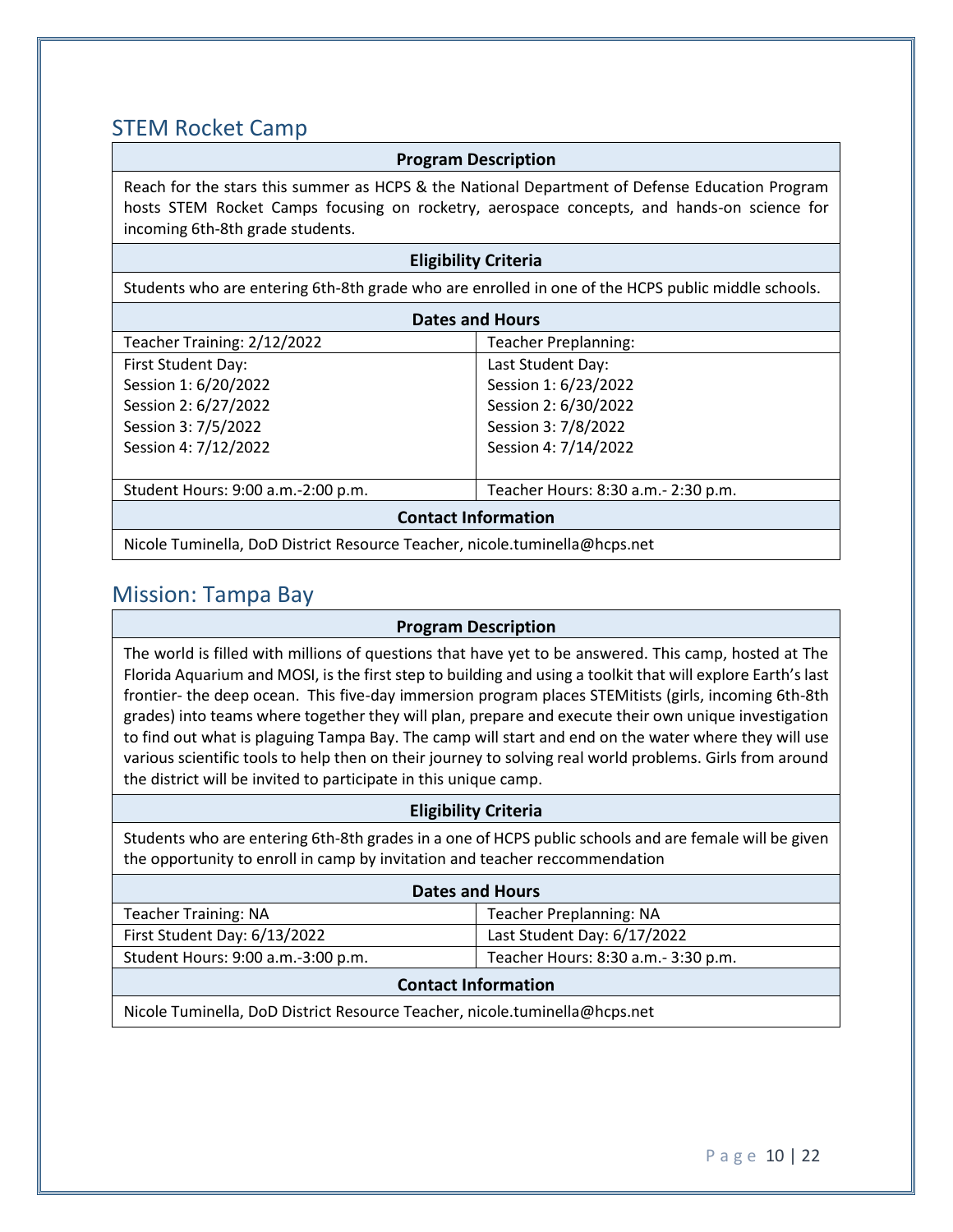## STEM Rocket Camp

| Program Description |
|---|
| Reach for the stars this summer as HCPS & the National Department of Defense Education Program hosts STEM Rocket Camps focusing on rocketry, aerospace concepts, and hands-on science for incoming 6th-8th grade students. |

| Eligibility Criteria |
|---|
| Students who are entering 6th-8th grade who are enrolled in one of the HCPS public middle schools. |

| Dates and Hours | |
|---|---|
| Teacher Training: 2/12/2022 | Teacher Preplanning: |
| First Student Day:<br>Session 1: 6/20/2022<br>Session 2: 6/27/2022<br>Session 3: 7/5/2022<br>Session 4: 7/12/2022 | Last Student Day:<br>Session 1: 6/23/2022<br>Session 2: 6/30/2022<br>Session 3: 7/8/2022<br>Session 4: 7/14/2022 |
| Student Hours: 9:00 a.m.-2:00 p.m. | Teacher Hours: 8:30 a.m.- 2:30 p.m. |

| Contact Information |
|---|
| Nicole Tuminella, DoD District Resource Teacher, nicole.tuminella@hcps.net |

## Mission: Tampa Bay

| Program Description |
|---|
| The world is filled with millions of questions that have yet to be answered. This camp, hosted at The Florida Aquarium and MOSI, is the first step to building and using a toolkit that will explore Earth's last frontier- the deep ocean. This five-day immersion program places STEMitists (girls, incoming 6th-8th grades) into teams where together they will plan, prepare and execute their own unique investigation to find out what is plaguing Tampa Bay. The camp will start and end on the water where they will use various scientific tools to help then on their journey to solving real world problems. Girls from around the district will be invited to participate in this unique camp. |

| Eligibility Criteria |
|---|
| Students who are entering 6th-8th grades in a one of HCPS public schools and are female will be given the opportunity to enroll in camp by invitation and teacher reccommendation |

| Dates and Hours | |
|---|---|
| Teacher Training: NA | Teacher Preplanning: NA |
| First Student Day: 6/13/2022 | Last Student Day: 6/17/2022 |
| Student Hours: 9:00 a.m.-3:00 p.m. | Teacher Hours: 8:30 a.m.- 3:30 p.m. |

| Contact Information |
|---|
| Nicole Tuminella, DoD District Resource Teacher, nicole.tuminella@hcps.net |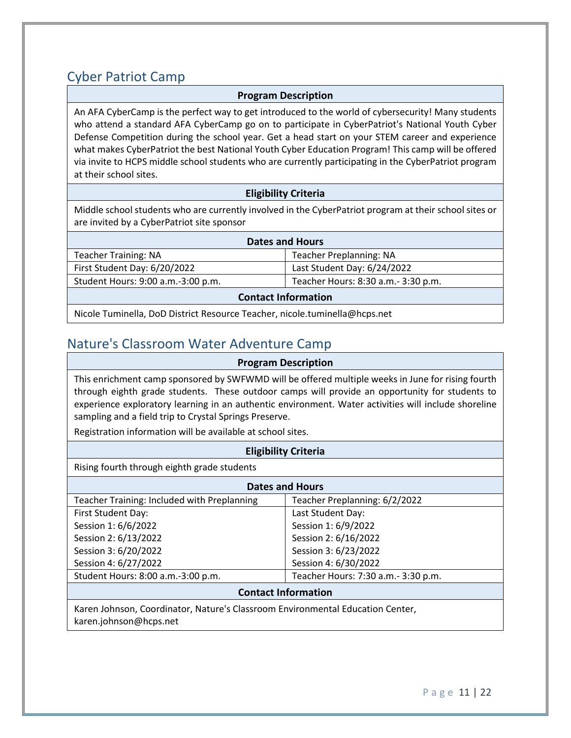## Cyber Patriot Camp

| Program Description | |
|---|---|
| An AFA CyberCamp is the perfect way to get introduced to the world of cybersecurity! Many students who attend a standard AFA CyberCamp go on to participate in CyberPatriot's National Youth Cyber Defense Competition during the school year. Get a head start on your STEM career and experience what makes CyberPatriot the best National Youth Cyber Education Program! This camp will be offered via invite to HCPS middle school students who are currently participating in the CyberPatriot program at their school sites. | |
| **Eligibility Criteria** | |
| Middle school students who are currently involved in the CyberPatriot program at their school sites or are invited by a CyberPatriot site sponsor | |
| **Dates and Hours** | |
| Teacher Training: NA | Teacher Preplanning: NA |
| First Student Day: 6/20/2022 | Last Student Day: 6/24/2022 |
| Student Hours: 9:00 a.m.-3:00 p.m. | Teacher Hours: 8:30 a.m.- 3:30 p.m. |
| **Contact Information** | |
| Nicole Tuminella, DoD District Resource Teacher, nicole.tuminella@hcps.net | |

## Nature's Classroom Water Adventure Camp

| Program Description | |
|---|---|
| This enrichment camp sponsored by SWFWMD will be offered multiple weeks in June for rising fourth through eighth grade students. These outdoor camps will provide an opportunity for students to experience exploratory learning in an authentic environment. Water activities will include shoreline sampling and a field trip to Crystal Springs Preserve.<br>Registration information will be available at school sites. | |
| **Eligibility Criteria** | |
| Rising fourth through eighth grade students | |
| **Dates and Hours** | |
| Teacher Training: Included with Preplanning | Teacher Preplanning: 6/2/2022 |
| First Student Day:<br>Session 1: 6/6/2022<br>Session 2: 6/13/2022<br>Session 3: 6/20/2022<br>Session 4: 6/27/2022 | Last Student Day:<br>Session 1: 6/9/2022<br>Session 2: 6/16/2022<br>Session 3: 6/23/2022<br>Session 4: 6/30/2022 |
| Student Hours: 8:00 a.m.-3:00 p.m. | Teacher Hours: 7:30 a.m.- 3:30 p.m. |
| **Contact Information** | |
| Karen Johnson, Coordinator, Nature's Classroom Environmental Education Center, karen.johnson@hcps.net | |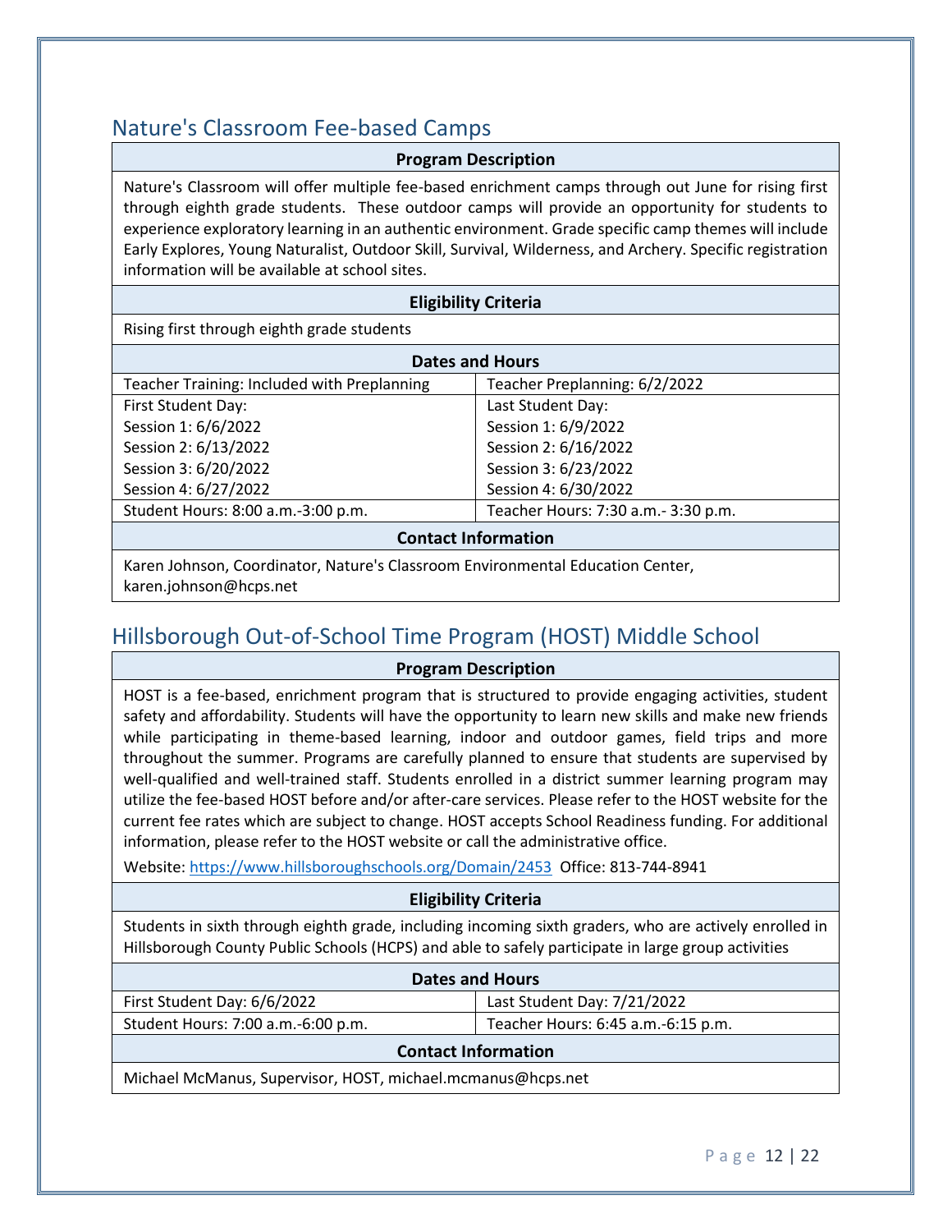## Nature's Classroom Fee-based Camps

| Program Description | |
|---|---|
| Nature's Classroom will offer multiple fee-based enrichment camps through out June for rising first through eighth grade students. These outdoor camps will provide an opportunity for students to experience exploratory learning in an authentic environment. Grade specific camp themes will include Early Explores, Young Naturalist, Outdoor Skill, Survival, Wilderness, and Archery. Specific registration information will be available at school sites. | |
| **Eligibility Criteria** | |
| Rising first through eighth grade students | |
| **Dates and Hours** | |
| Teacher Training: Included with Preplanning | Teacher Preplanning: 6/2/2022 |
| First Student Day:<br>Session 1: 6/6/2022<br>Session 2: 6/13/2022<br>Session 3: 6/20/2022<br>Session 4: 6/27/2022 | Last Student Day:<br>Session 1: 6/9/2022<br>Session 2: 6/16/2022<br>Session 3: 6/23/2022<br>Session 4: 6/30/2022 |
| Student Hours: 8:00 a.m.-3:00 p.m. | Teacher Hours: 7:30 a.m.- 3:30 p.m. |
| **Contact Information** | |
| Karen Johnson, Coordinator, Nature's Classroom Environmental Education Center, karen.johnson@hcps.net | |

## Hillsborough Out-of-School Time Program (HOST) Middle School

| Program Description | |
|---|---|
| HOST is a fee-based, enrichment program that is structured to provide engaging activities, student safety and affordability. Students will have the opportunity to learn new skills and make new friends while participating in theme-based learning, indoor and outdoor games, field trips and more throughout the summer. Programs are carefully planned to ensure that students are supervised by well-qualified and well-trained staff. Students enrolled in a district summer learning program may utilize the fee-based HOST before and/or after-care services. Please refer to the HOST website for the current fee rates which are subject to change. HOST accepts School Readiness funding. For additional information, please refer to the HOST website or call the administrative office.<br>Website: https://www.hillsboroughschools.org/Domain/2453 Office: 813-744-8941 | |
| **Eligibility Criteria** | |
| Students in sixth through eighth grade, including incoming sixth graders, who are actively enrolled in Hillsborough County Public Schools (HCPS) and able to safely participate in large group activities | |
| **Dates and Hours** | |
| First Student Day: 6/6/2022 | Last Student Day: 7/21/2022 |
| Student Hours: 7:00 a.m.-6:00 p.m. | Teacher Hours: 6:45 a.m.-6:15 p.m. |
| **Contact Information** | |
| Michael McManus, Supervisor, HOST, michael.mcmanus@hcps.net | |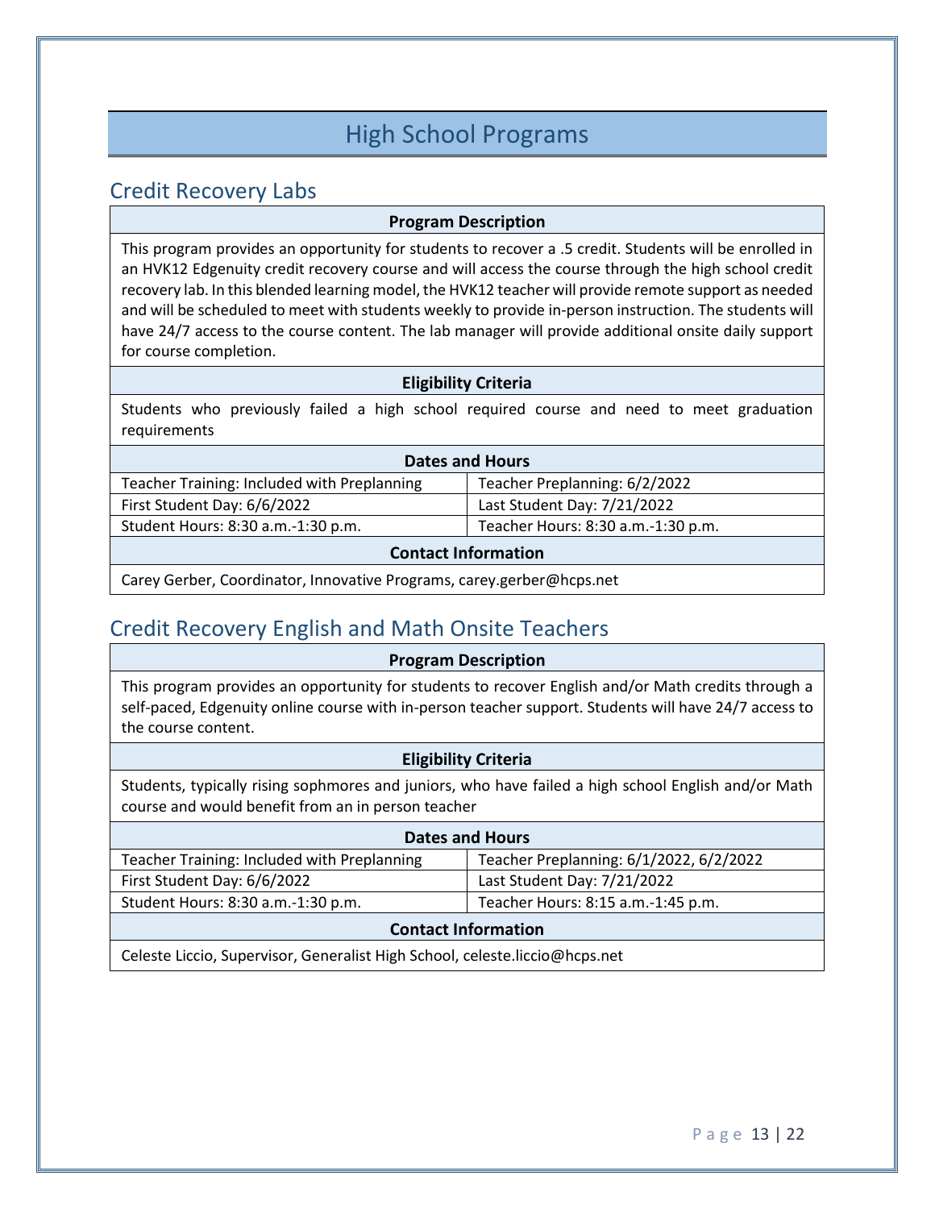# High School Programs

## Credit Recovery Labs

| Program Description | |
|---|---|
| This program provides an opportunity for students to recover a .5 credit. Students will be enrolled in an HVK12 Edgenuity credit recovery course and will access the course through the high school credit recovery lab. In this blended learning model, the HVK12 teacher will provide remote support as needed and will be scheduled to meet with students weekly to provide in-person instruction. The students will have 24/7 access to the course content. The lab manager will provide additional onsite daily support for course completion. | |
| **Eligibility Criteria** | |
| Students who previously failed a high school required course and need to meet graduation requirements | |
| **Dates and Hours** | |
| Teacher Training: Included with Preplanning | Teacher Preplanning: 6/2/2022 |
| First Student Day: 6/6/2022 | Last Student Day: 7/21/2022 |
| Student Hours: 8:30 a.m.-1:30 p.m. | Teacher Hours: 8:30 a.m.-1:30 p.m. |
| **Contact Information** | |
| Carey Gerber, Coordinator, Innovative Programs, carey.gerber@hcps.net | |

## Credit Recovery English and Math Onsite Teachers

| Program Description | |
|---|---|
| This program provides an opportunity for students to recover English and/or Math credits through a self-paced, Edgenuity online course with in-person teacher support. Students will have 24/7 access to the course content. | |
| **Eligibility Criteria** | |
| Students, typically rising sophmores and juniors, who have failed a high school English and/or Math course and would benefit from an in person teacher | |
| **Dates and Hours** | |
| Teacher Training: Included with Preplanning | Teacher Preplanning: 6/1/2022, 6/2/2022 |
| First Student Day: 6/6/2022 | Last Student Day: 7/21/2022 |
| Student Hours: 8:30 a.m.-1:30 p.m. | Teacher Hours: 8:15 a.m.-1:45 p.m. |
| **Contact Information** | |
| Celeste Liccio, Supervisor, Generalist High School, celeste.liccio@hcps.net | |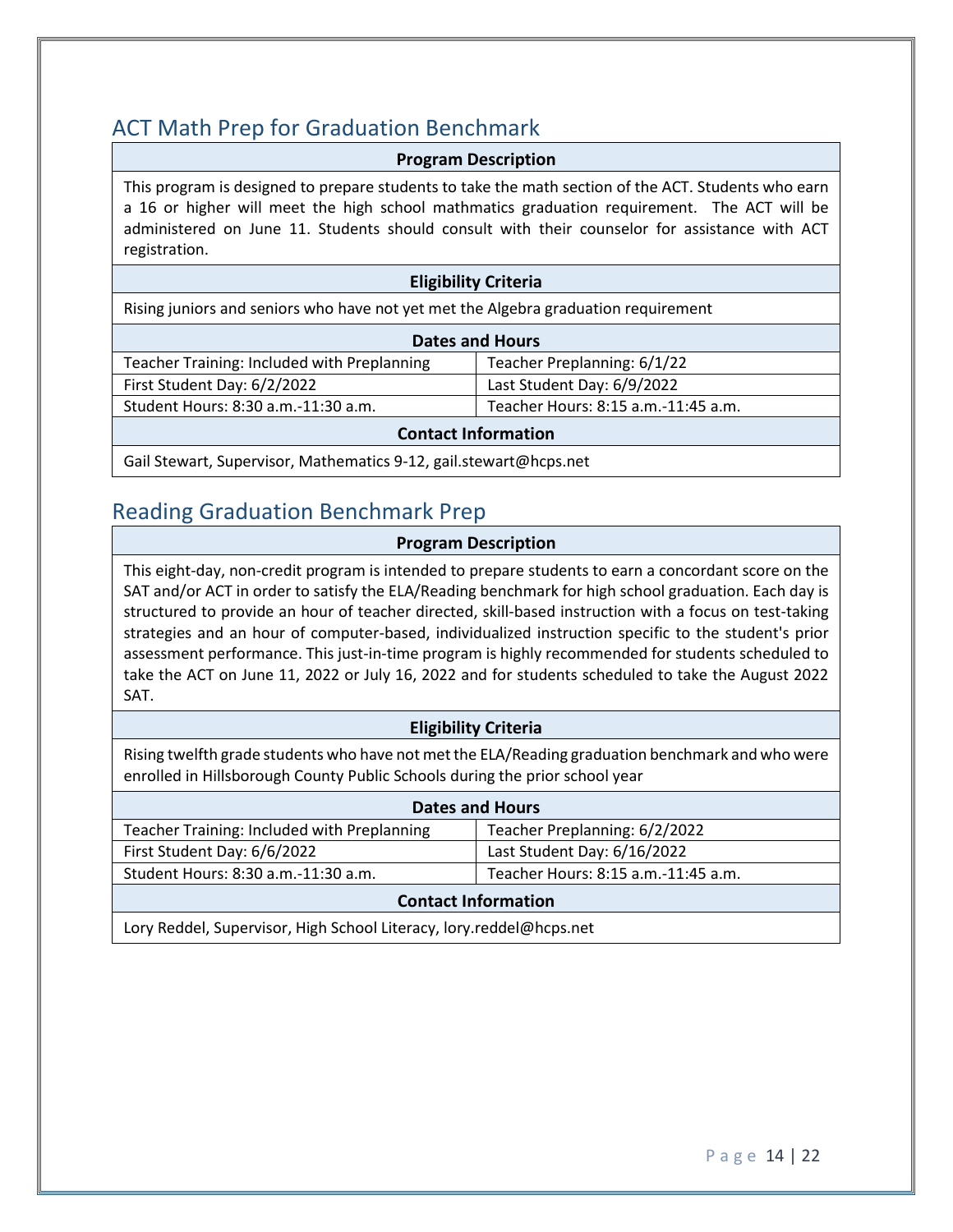## ACT Math Prep for Graduation Benchmark

| Program Description | |
|---|---|
| This program is designed to prepare students to take the math section of the ACT. Students who earn a 16 or higher will meet the high school mathmatics graduation requirement. The ACT will be administered on June 11. Students should consult with their counselor for assistance with ACT registration. | |
| **Eligibility Criteria** | |
| Rising juniors and seniors who have not yet met the Algebra graduation requirement | |
| **Dates and Hours** | |
| Teacher Training: Included with Preplanning | Teacher Preplanning: 6/1/22 |
| First Student Day: 6/2/2022 | Last Student Day: 6/9/2022 |
| Student Hours: 8:30 a.m.-11:30 a.m. | Teacher Hours: 8:15 a.m.-11:45 a.m. |
| **Contact Information** | |
| Gail Stewart, Supervisor, Mathematics 9-12, gail.stewart@hcps.net | |

## Reading Graduation Benchmark Prep

| Program Description | |
|---|---|
| This eight-day, non-credit program is intended to prepare students to earn a concordant score on the SAT and/or ACT in order to satisfy the ELA/Reading benchmark for high school graduation. Each day is structured to provide an hour of teacher directed, skill-based instruction with a focus on test-taking strategies and an hour of computer-based, individualized instruction specific to the student's prior assessment performance. This just-in-time program is highly recommended for students scheduled to take the ACT on June 11, 2022 or July 16, 2022 and for students scheduled to take the August 2022 SAT. | |
| **Eligibility Criteria** | |
| Rising twelfth grade students who have not met the ELA/Reading graduation benchmark and who were enrolled in Hillsborough County Public Schools during the prior school year | |
| **Dates and Hours** | |
| Teacher Training: Included with Preplanning | Teacher Preplanning: 6/2/2022 |
| First Student Day: 6/6/2022 | Last Student Day: 6/16/2022 |
| Student Hours: 8:30 a.m.-11:30 a.m. | Teacher Hours: 8:15 a.m.-11:45 a.m. |
| **Contact Information** | |
| Lory Reddel, Supervisor, High School Literacy, lory.reddel@hcps.net | |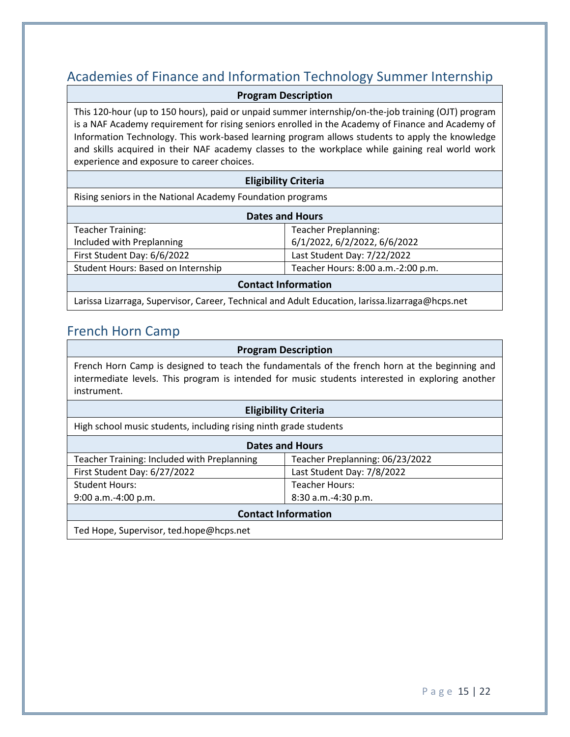## Academies of Finance and Information Technology Summer Internship

| Program Description | |
|---|---|
| This 120-hour (up to 150 hours), paid or unpaid summer internship/on-the-job training (OJT) program is a NAF Academy requirement for rising seniors enrolled in the Academy of Finance and Academy of Information Technology. This work-based learning program allows students to apply the knowledge and skills acquired in their NAF academy classes to the workplace while gaining real world work experience and exposure to career choices. | |
| **Eligibility Criteria** | |
| Rising seniors in the National Academy Foundation programs | |
| **Dates and Hours** | |
| Teacher Training: Included with Preplanning | Teacher Preplanning: 6/1/2022, 6/2/2022, 6/6/2022 |
| First Student Day: 6/6/2022 | Last Student Day: 7/22/2022 |
| Student Hours: Based on Internship | Teacher Hours: 8:00 a.m.-2:00 p.m. |
| **Contact Information** | |
| Larissa Lizarraga, Supervisor, Career, Technical and Adult Education, larissa.lizarraga@hcps.net | |

## French Horn Camp

| Program Description | |
|---|---|
| French Horn Camp is designed to teach the fundamentals of the french horn at the beginning and intermediate levels. This program is intended for music students interested in exploring another instrument. | |
| **Eligibility Criteria** | |
| High school music students, including rising ninth grade students | |
| **Dates and Hours** | |
| Teacher Training: Included with Preplanning | Teacher Preplanning: 06/23/2022 |
| First Student Day: 6/27/2022 | Last Student Day: 7/8/2022 |
| Student Hours: 9:00 a.m.-4:00 p.m. | Teacher Hours: 8:30 a.m.-4:30 p.m. |
| **Contact Information** | |
| Ted Hope, Supervisor, ted.hope@hcps.net | |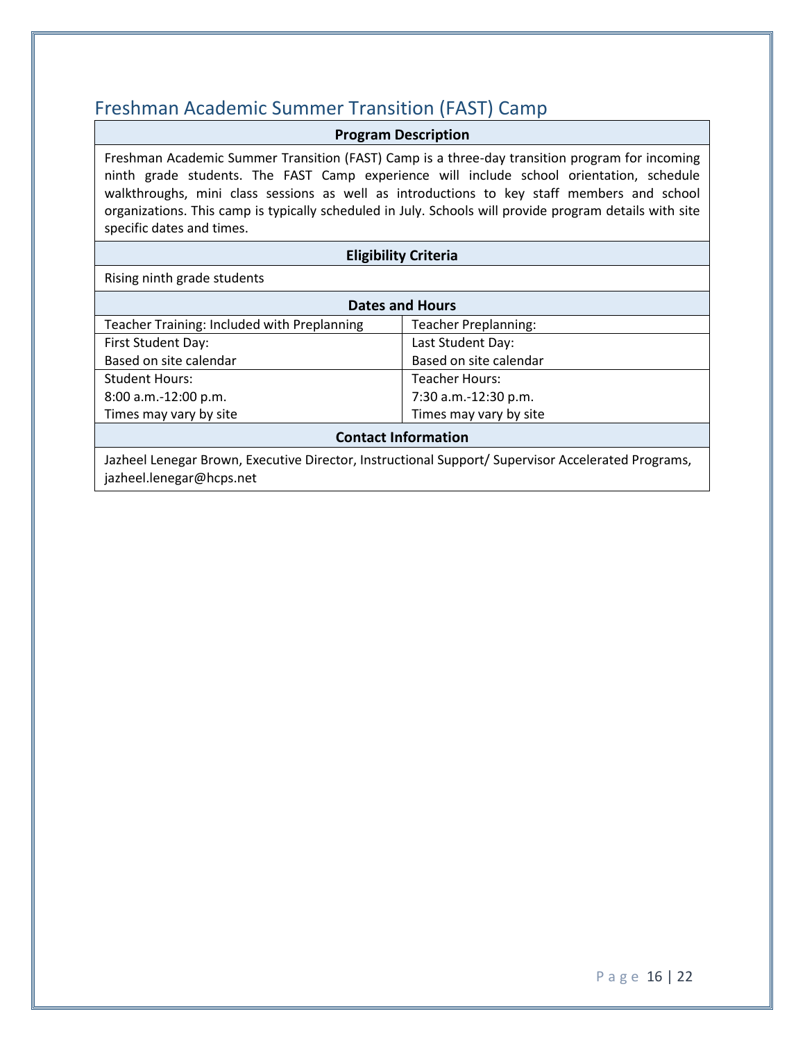## Freshman Academic Summer Transition (FAST) Camp

| Program Description | |
|---|---|
| Freshman Academic Summer Transition (FAST) Camp is a three-day transition program for incoming ninth grade students. The FAST Camp experience will include school orientation, schedule walkthroughs, mini class sessions as well as introductions to key staff members and school organizations. This camp is typically scheduled in July. Schools will provide program details with site specific dates and times. | |
| **Eligibility Criteria** | |
| Rising ninth grade students | |
| **Dates and Hours** | |
| Teacher Training: Included with Preplanning | Teacher Preplanning: |
| First Student Day:<br>Based on site calendar | Last Student Day:<br>Based on site calendar |
| Student Hours:<br>8:00 a.m.-12:00 p.m.<br>Times may vary by site | Teacher Hours:<br>7:30 a.m.-12:30 p.m.<br>Times may vary by site |
| **Contact Information** | |
| Jazheel Lenegar Brown, Executive Director, Instructional Support/ Supervisor Accelerated Programs, jazheel.lenegar@hcps.net | |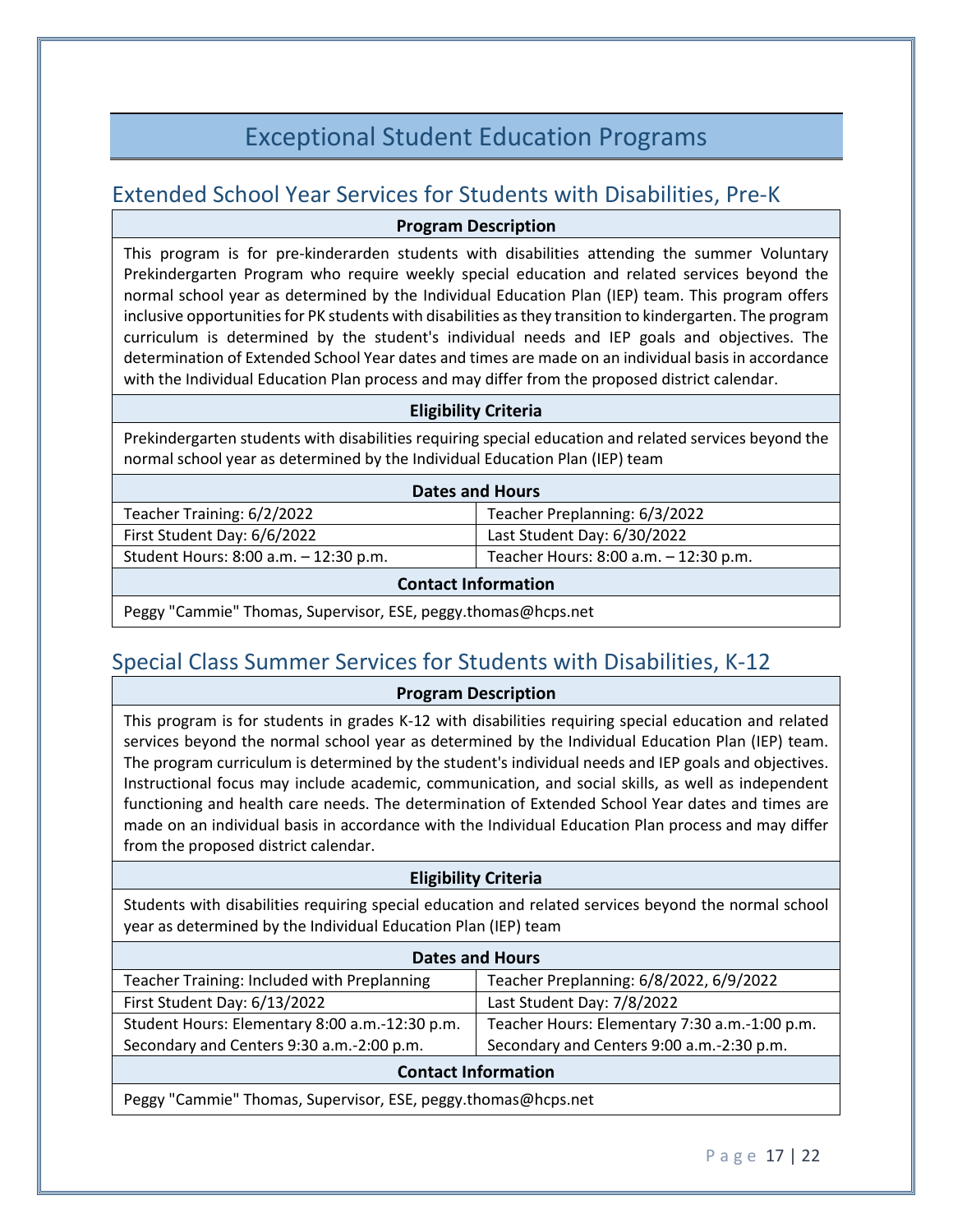# Exceptional Student Education Programs

## Extended School Year Services for Students with Disabilities, Pre-K

**Program Description**

This program is for pre-kinderarden students with disabilities attending the summer Voluntary Prekindergarten Program who require weekly special education and related services beyond the normal school year as determined by the Individual Education Plan (IEP) team. This program offers inclusive opportunities for PK students with disabilities as they transition to kindergarten. The program curriculum is determined by the student's individual needs and IEP goals and objectives. The determination of Extended School Year dates and times are made on an individual basis in accordance with the Individual Education Plan process and may differ from the proposed district calendar.

**Eligibility Criteria**

Prekindergarten students with disabilities requiring special education and related services beyond the normal school year as determined by the Individual Education Plan (IEP) team

**Dates and Hours**

| | |
|---|---|
| Teacher Training: 6/2/2022 | Teacher Preplanning: 6/3/2022 |
| First Student Day: 6/6/2022 | Last Student Day: 6/30/2022 |
| Student Hours: 8:00 a.m. – 12:30 p.m. | Teacher Hours: 8:00 a.m. – 12:30 p.m. |

**Contact Information**

Peggy "Cammie" Thomas, Supervisor, ESE, peggy.thomas@hcps.net

## Special Class Summer Services for Students with Disabilities, K-12

**Program Description**

This program is for students in grades K-12 with disabilities requiring special education and related services beyond the normal school year as determined by the Individual Education Plan (IEP) team. The program curriculum is determined by the student's individual needs and IEP goals and objectives. Instructional focus may include academic, communication, and social skills, as well as independent functioning and health care needs. The determination of Extended School Year dates and times are made on an individual basis in accordance with the Individual Education Plan process and may differ from the proposed district calendar.

**Eligibility Criteria**

Students with disabilities requiring special education and related services beyond the normal school year as determined by the Individual Education Plan (IEP) team

**Dates and Hours**

| | |
|---|---|
| Teacher Training: Included with Preplanning | Teacher Preplanning: 6/8/2022, 6/9/2022 |
| First Student Day: 6/13/2022 | Last Student Day: 7/8/2022 |
| Student Hours: Elementary 8:00 a.m.-12:30 p.m. Secondary and Centers 9:30 a.m.-2:00 p.m. | Teacher Hours: Elementary 7:30 a.m.-1:00 p.m. Secondary and Centers 9:00 a.m.-2:30 p.m. |

**Contact Information**

Peggy "Cammie" Thomas, Supervisor, ESE, peggy.thomas@hcps.net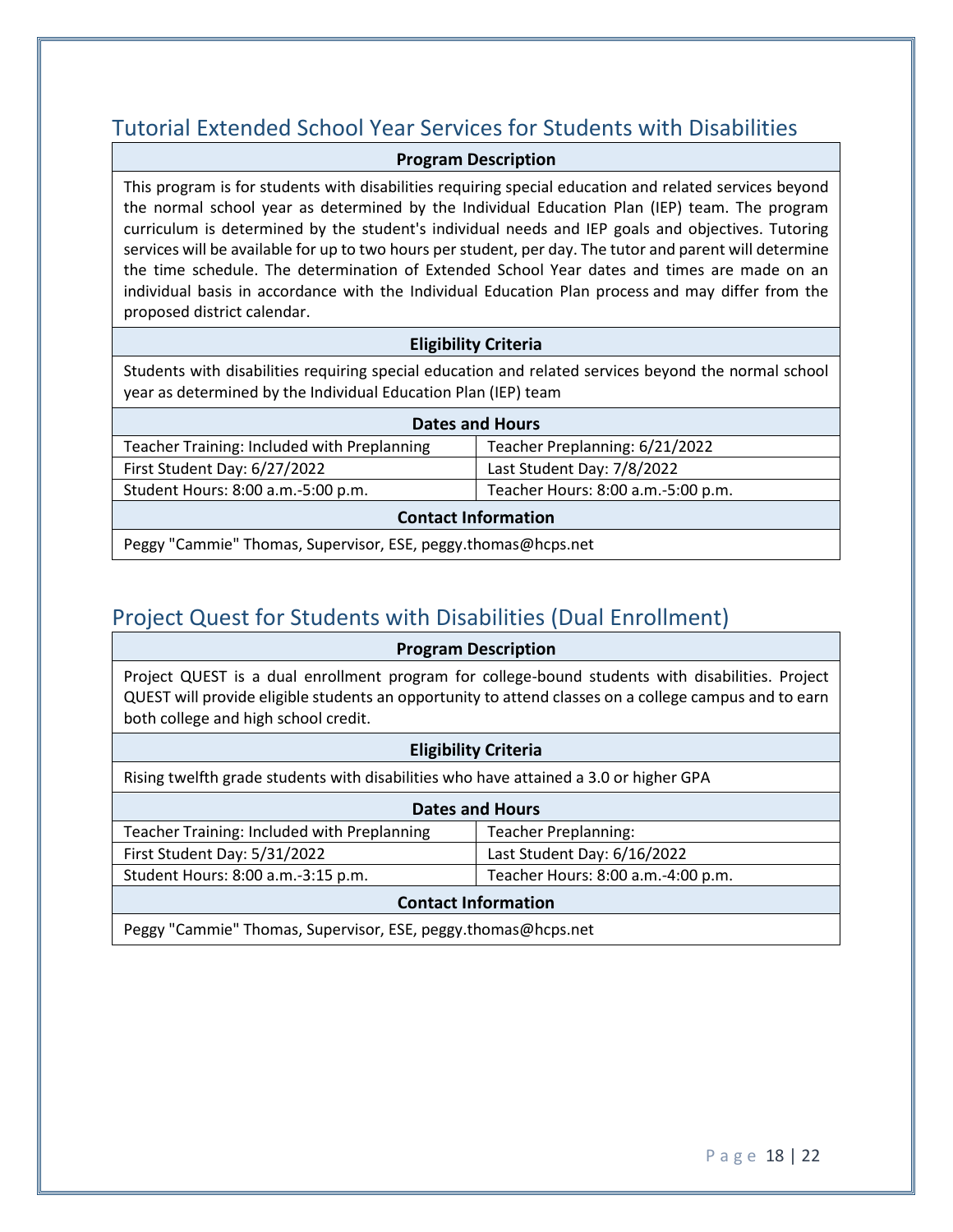## Tutorial Extended School Year Services for Students with Disabilities

| **Program Description** | |
|---|---|
| This program is for students with disabilities requiring special education and related services beyond the normal school year as determined by the Individual Education Plan (IEP) team. The program curriculum is determined by the student's individual needs and IEP goals and objectives. Tutoring services will be available for up to two hours per student, per day. The tutor and parent will determine the time schedule. The determination of Extended School Year dates and times are made on an individual basis in accordance with the Individual Education Plan process and may differ from the proposed district calendar. | |
| **Eligibility Criteria** | |
| Students with disabilities requiring special education and related services beyond the normal school year as determined by the Individual Education Plan (IEP) team | |
| **Dates and Hours** | |
| Teacher Training: Included with Preplanning | Teacher Preplanning: 6/21/2022 |
| First Student Day: 6/27/2022 | Last Student Day: 7/8/2022 |
| Student Hours: 8:00 a.m.-5:00 p.m. | Teacher Hours: 8:00 a.m.-5:00 p.m. |
| **Contact Information** | |
| Peggy "Cammie" Thomas, Supervisor, ESE, peggy.thomas@hcps.net | |

## Project Quest for Students with Disabilities (Dual Enrollment)

| **Program Description** | |
|---|---|
| Project QUEST is a dual enrollment program for college-bound students with disabilities. Project QUEST will provide eligible students an opportunity to attend classes on a college campus and to earn both college and high school credit. | |
| **Eligibility Criteria** | |
| Rising twelfth grade students with disabilities who have attained a 3.0 or higher GPA | |
| **Dates and Hours** | |
| Teacher Training: Included with Preplanning | Teacher Preplanning: |
| First Student Day: 5/31/2022 | Last Student Day: 6/16/2022 |
| Student Hours: 8:00 a.m.-3:15 p.m. | Teacher Hours: 8:00 a.m.-4:00 p.m. |
| **Contact Information** | |
| Peggy "Cammie" Thomas, Supervisor, ESE, peggy.thomas@hcps.net | |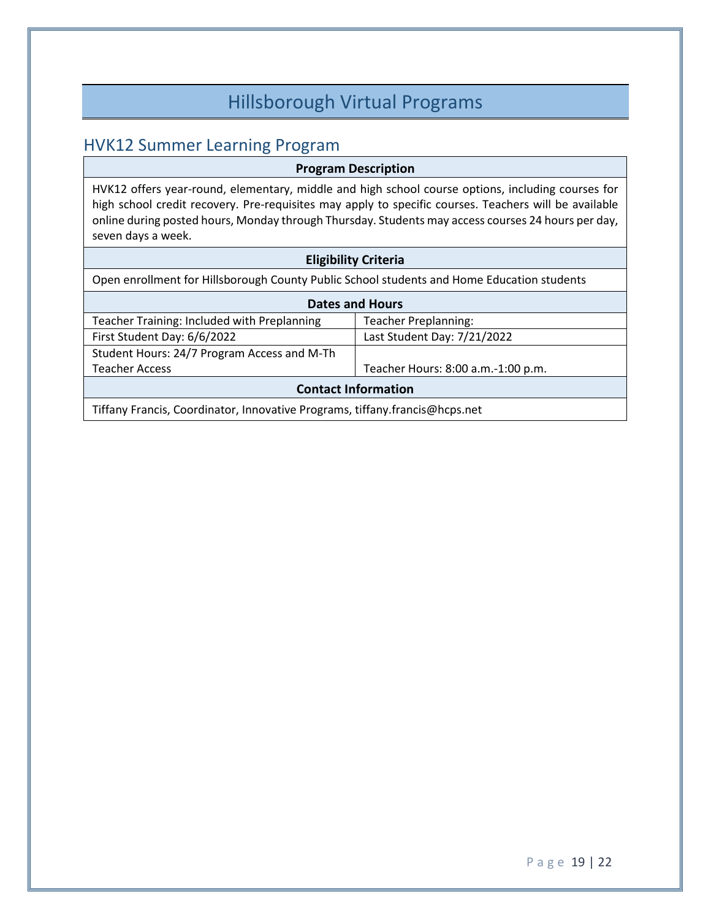# Hillsborough Virtual Programs

## HVK12 Summer Learning Program

| Program Description | |
|---|---|
| HVK12 offers year-round, elementary, middle and high school course options, including courses for high school credit recovery. Pre-requisites may apply to specific courses. Teachers will be available online during posted hours, Monday through Thursday. Students may access courses 24 hours per day, seven days a week. | |
| **Eligibility Criteria** | |
| Open enrollment for Hillsborough County Public School students and Home Education students | |
| **Dates and Hours** | |
| Teacher Training: Included with Preplanning | Teacher Preplanning: |
| First Student Day: 6/6/2022 | Last Student Day: 7/21/2022 |
| Student Hours: 24/7 Program Access and M-Th Teacher Access | Teacher Hours: 8:00 a.m.-1:00 p.m. |
| **Contact Information** | |
| Tiffany Francis, Coordinator, Innovative Programs, tiffany.francis@hcps.net | |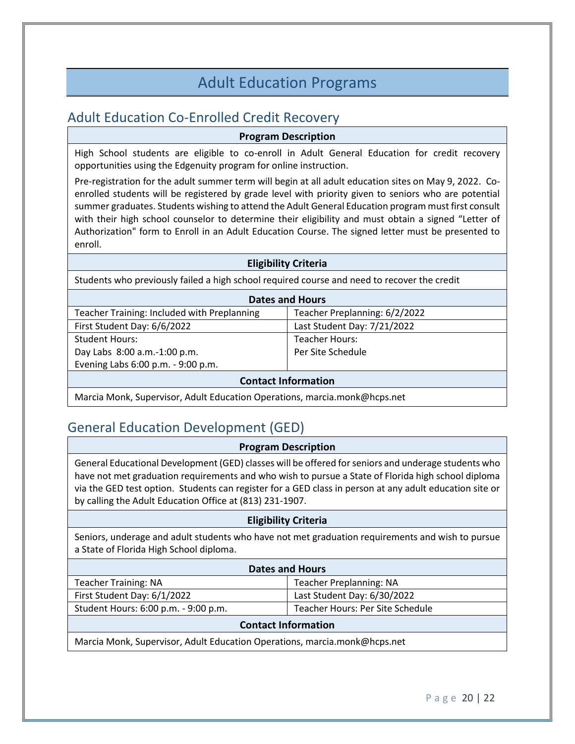# Adult Education Programs

## Adult Education Co-Enrolled Credit Recovery

**Program Description**

High School students are eligible to co-enroll in Adult General Education for credit recovery opportunities using the Edgenuity program for online instruction.

Pre-registration for the adult summer term will begin at all adult education sites on May 9, 2022. Co-enrolled students will be registered by grade level with priority given to seniors who are potential summer graduates. Students wishing to attend the Adult General Education program must first consult with their high school counselor to determine their eligibility and must obtain a signed "Letter of Authorization" form to Enroll in an Adult Education Course. The signed letter must be presented to enroll.

**Eligibility Criteria**

Students who previously failed a high school required course and need to recover the credit

**Dates and Hours**

| | |
|---|---|
| Teacher Training: Included with Preplanning | Teacher Preplanning: 6/2/2022 |
| First Student Day: 6/6/2022 | Last Student Day: 7/21/2022 |
| Student Hours:<br>Day Labs 8:00 a.m.-1:00 p.m.<br>Evening Labs 6:00 p.m. - 9:00 p.m. | Teacher Hours:<br>Per Site Schedule |

**Contact Information**

Marcia Monk, Supervisor, Adult Education Operations, marcia.monk@hcps.net

## General Education Development (GED)

**Program Description**

General Educational Development (GED) classes will be offered for seniors and underage students who have not met graduation requirements and who wish to pursue a State of Florida high school diploma via the GED test option. Students can register for a GED class in person at any adult education site or by calling the Adult Education Office at (813) 231-1907.

**Eligibility Criteria**

Seniors, underage and adult students who have not met graduation requirements and wish to pursue a State of Florida High School diploma.

**Dates and Hours**

| | |
|---|---|
| Teacher Training: NA | Teacher Preplanning: NA |
| First Student Day: 6/1/2022 | Last Student Day: 6/30/2022 |
| Student Hours: 6:00 p.m. - 9:00 p.m. | Teacher Hours: Per Site Schedule |

**Contact Information**

Marcia Monk, Supervisor, Adult Education Operations, marcia.monk@hcps.net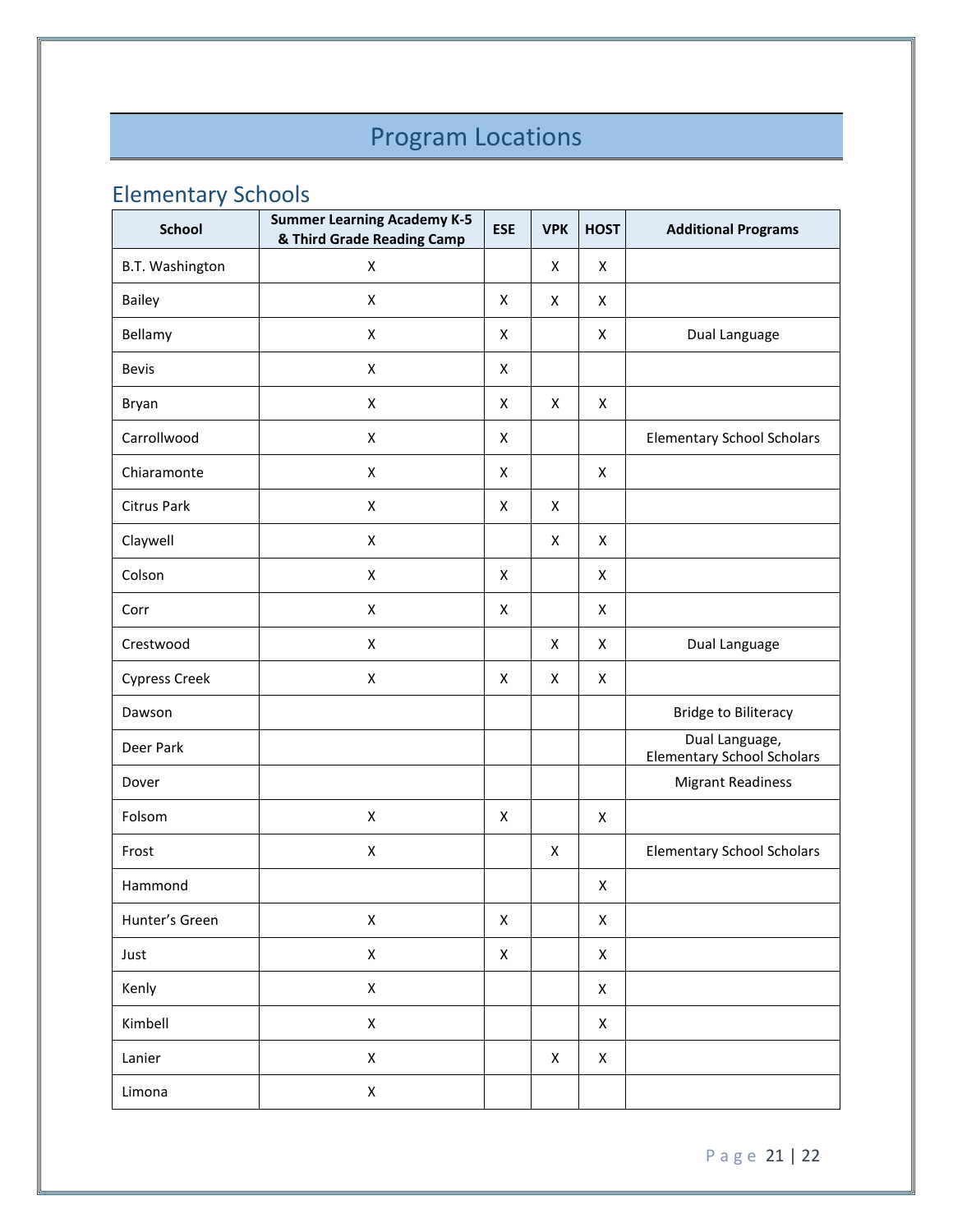# Program Locations

## Elementary Schools

| School | Summer Learning Academy K-5 & Third Grade Reading Camp | ESE | VPK | HOST | Additional Programs |
|---|---|---|---|---|---|
| B.T. Washington | X | | X | X | |
| Bailey | X | X | X | X | |
| Bellamy | X | X | | X | Dual Language |
| Bevis | X | X | | | |
| Bryan | X | X | X | X | |
| Carrollwood | X | X | | | Elementary School Scholars |
| Chiaramonte | X | X | | X | |
| Citrus Park | X | X | X | | |
| Claywell | X | | X | X | |
| Colson | X | X | | X | |
| Corr | X | X | | X | |
| Crestwood | X | | X | X | Dual Language |
| Cypress Creek | X | X | X | X | |
| Dawson | | | | | Bridge to Biliteracy |
| Deer Park | | | | | Dual Language, Elementary School Scholars |
| Dover | | | | | Migrant Readiness |
| Folsom | X | X | | X | |
| Frost | X | | X | | Elementary School Scholars |
| Hammond | | | | X | |
| Hunter's Green | X | X | | X | |
| Just | X | X | | X | |
| Kenly | X | | | X | |
| Kimbell | X | | | X | |
| Lanier | X | | X | X | |
| Limona | X | | | | |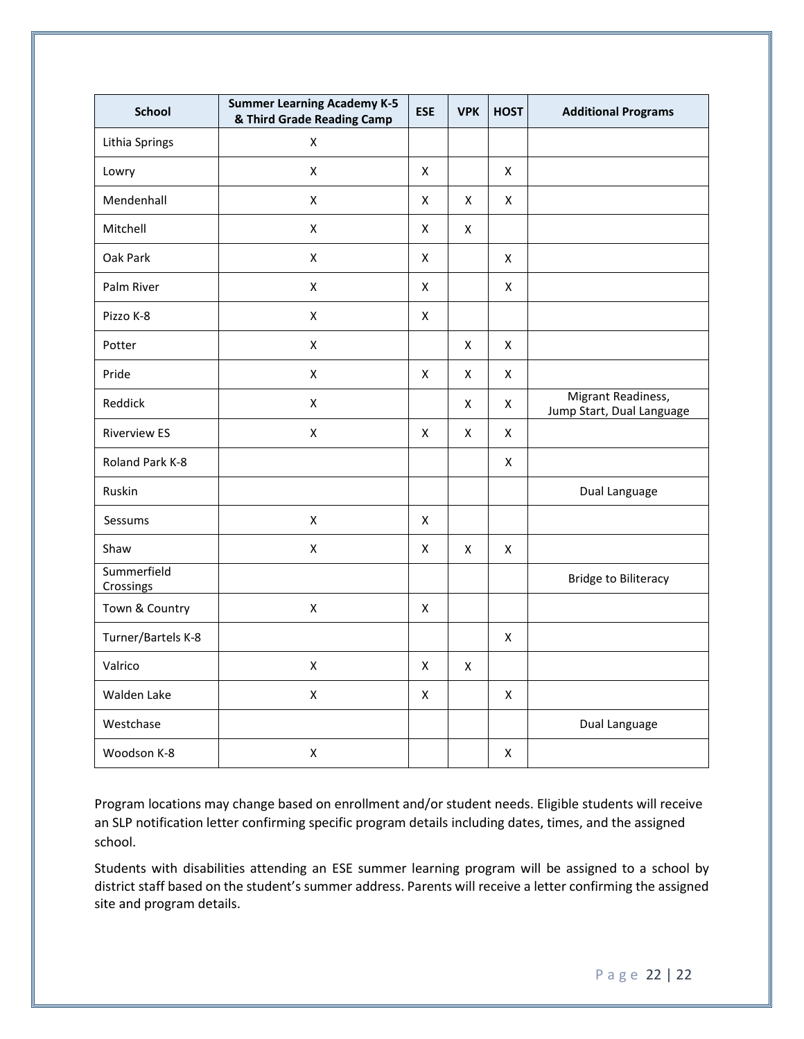| School | Summer Learning Academy K-5 & Third Grade Reading Camp | ESE | VPK | HOST | Additional Programs |
|---|---|---|---|---|---|
| Lithia Springs | X | | | | |
| Lowry | X | X | | X | |
| Mendenhall | X | X | X | X | |
| Mitchell | X | X | X | | |
| Oak Park | X | X | | X | |
| Palm River | X | X | | X | |
| Pizzo K-8 | X | X | | | |
| Potter | X | | X | X | |
| Pride | X | X | X | X | |
| Reddick | X | | X | X | Migrant Readiness, Jump Start, Dual Language |
| Riverview ES | X | X | X | X | |
| Roland Park K-8 | | | | X | |
| Ruskin | | | | | Dual Language |
| Sessums | X | X | | | |
| Shaw | X | X | X | X | |
| Summerfield Crossings | | | | | Bridge to Biliteracy |
| Town & Country | X | X | | | |
| Turner/Bartels K-8 | | | | X | |
| Valrico | X | X | X | | |
| Walden Lake | X | X | | X | |
| Westchase | | | | | Dual Language |
| Woodson K-8 | X | | | X | |

Program locations may change based on enrollment and/or student needs. Eligible students will receive an SLP notification letter confirming specific program details including dates, times, and the assigned school.

Students with disabilities attending an ESE summer learning program will be assigned to a school by district staff based on the student's summer address. Parents will receive a letter confirming the assigned site and program details.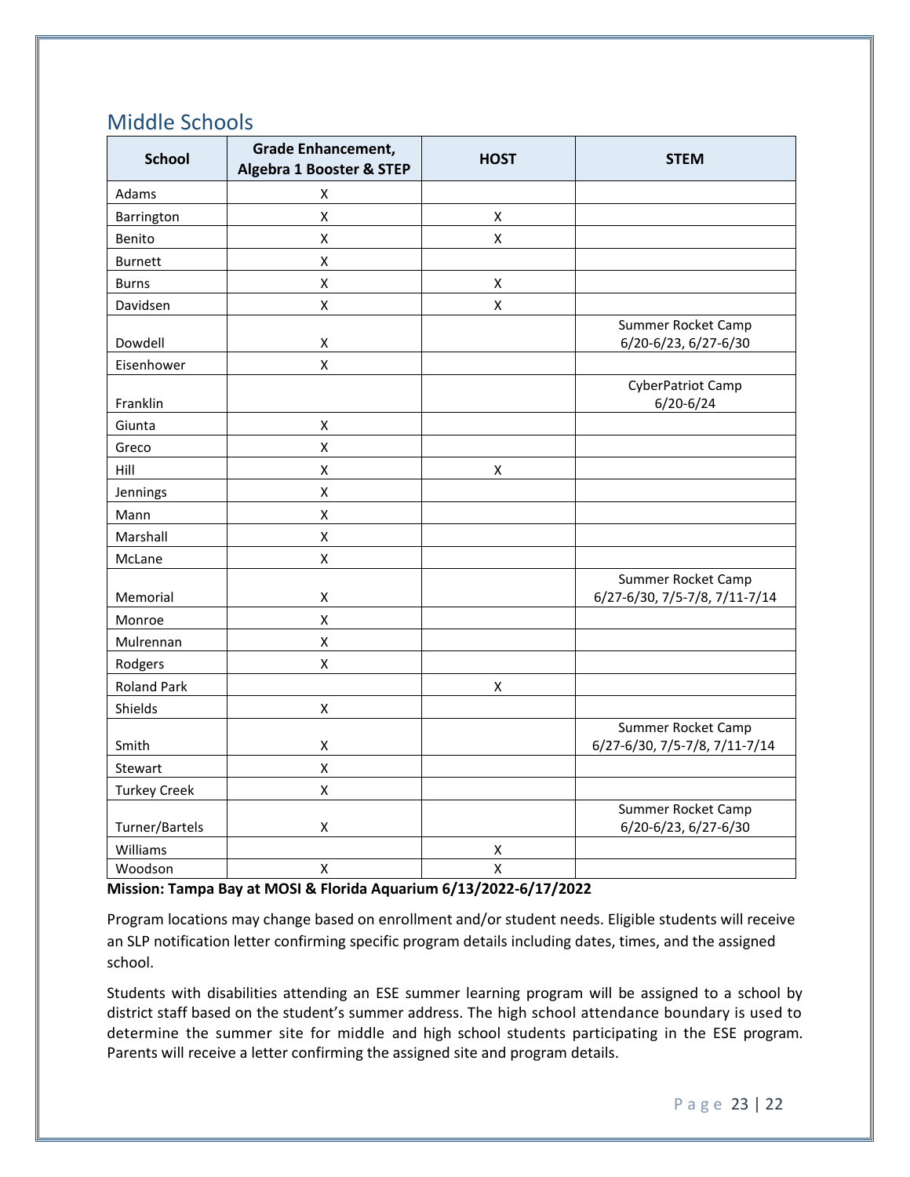## Middle Schools

| School | Grade Enhancement, Algebra 1 Booster & STEP | HOST | STEM |
|---|---|---|---|
| Adams | X | | |
| Barrington | X | X | |
| Benito | X | X | |
| Burnett | X | | |
| Burns | X | X | |
| Davidsen | X | X | |
| Dowdell | X | | Summer Rocket Camp 6/20-6/23, 6/27-6/30 |
| Eisenhower | X | | |
| Franklin | | | CyberPatriot Camp 6/20-6/24 |
| Giunta | X | | |
| Greco | X | | |
| Hill | X | X | |
| Jennings | X | | |
| Mann | X | | |
| Marshall | X | | |
| McLane | X | | |
| Memorial | X | | Summer Rocket Camp 6/27-6/30, 7/5-7/8, 7/11-7/14 |
| Monroe | X | | |
| Mulrennan | X | | |
| Rodgers | X | | |
| Roland Park | | X | |
| Shields | X | | |
| Smith | X | | Summer Rocket Camp 6/27-6/30, 7/5-7/8, 7/11-7/14 |
| Stewart | X | | |
| Turkey Creek | X | | |
| Turner/Bartels | X | | Summer Rocket Camp 6/20-6/23, 6/27-6/30 |
| Williams | | X | |
| Woodson | X | X | |

**Mission: Tampa Bay at MOSI & Florida Aquarium 6/13/2022-6/17/2022**

Program locations may change based on enrollment and/or student needs. Eligible students will receive an SLP notification letter confirming specific program details including dates, times, and the assigned school.

Students with disabilities attending an ESE summer learning program will be assigned to a school by district staff based on the student's summer address. The high school attendance boundary is used to determine the summer site for middle and high school students participating in the ESE program. Parents will receive a letter confirming the assigned site and program details.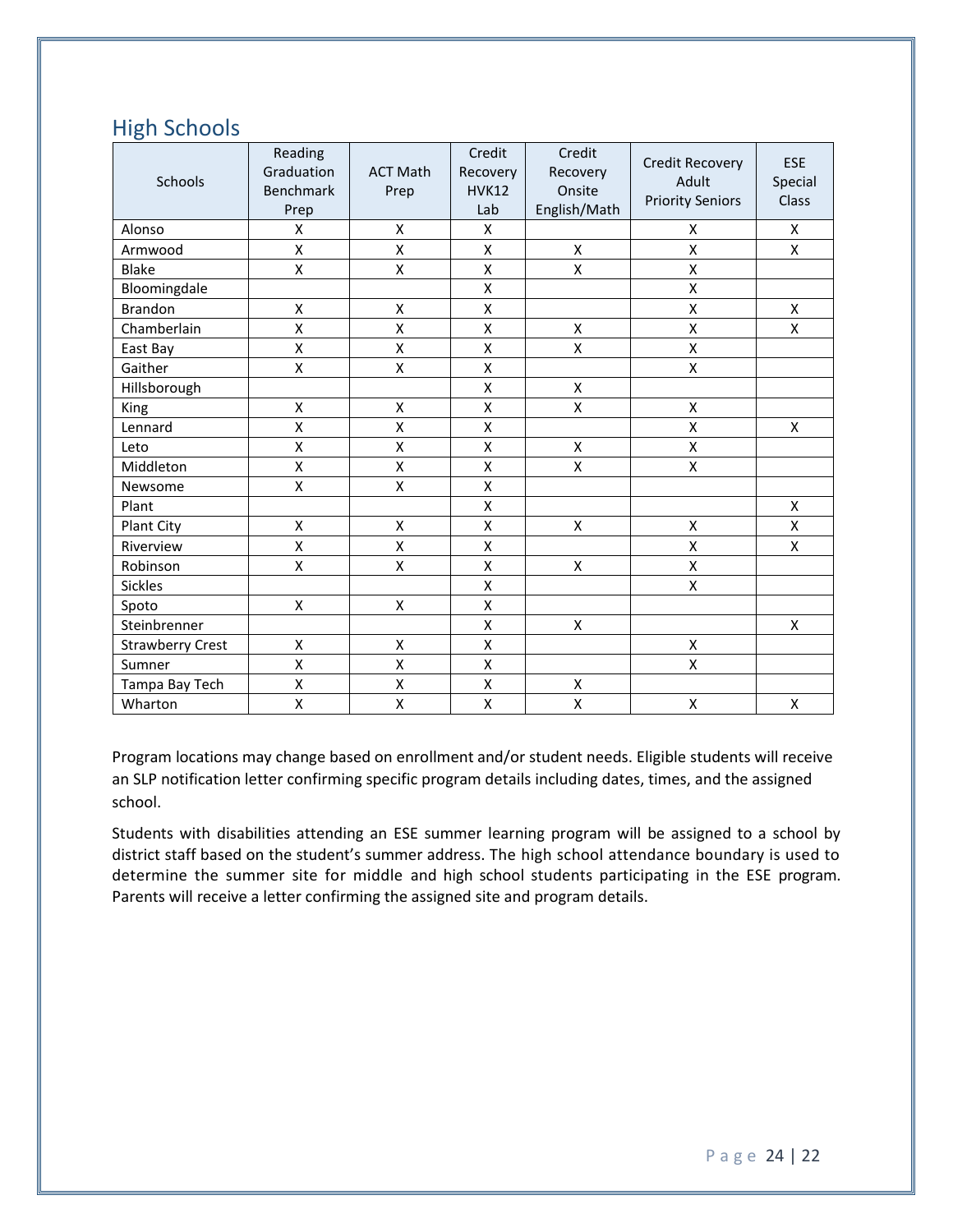## High Schools

| Schools | Reading Graduation Benchmark Prep | ACT Math Prep | Credit Recovery HVK12 Lab | Credit Recovery Onsite English/Math | Credit Recovery Adult Priority Seniors | ESE Special Class |
|---|---|---|---|---|---|---|
| Alonso | X | X | X | | X | X |
| Armwood | X | X | X | X | X | X |
| Blake | X | X | X | X | X | |
| Bloomingdale | | | X | | X | |
| Brandon | X | X | X | | X | X |
| Chamberlain | X | X | X | X | X | X |
| East Bay | X | X | X | X | X | |
| Gaither | X | X | X | | X | |
| Hillsborough | | | X | X | | |
| King | X | X | X | X | X | |
| Lennard | X | X | X | | X | X |
| Leto | X | X | X | X | X | |
| Middleton | X | X | X | X | X | |
| Newsome | X | X | X | | | |
| Plant | | | X | | | X |
| Plant City | X | X | X | X | X | X |
| Riverview | X | X | X | | X | X |
| Robinson | X | X | X | X | X | |
| Sickles | | | X | | X | |
| Spoto | X | X | X | | | |
| Steinbrenner | | | X | X | | X |
| Strawberry Crest | X | X | X | | X | |
| Sumner | X | X | X | | X | |
| Tampa Bay Tech | X | X | X | X | | |
| Wharton | X | X | X | X | X | X |

Program locations may change based on enrollment and/or student needs. Eligible students will receive an SLP notification letter confirming specific program details including dates, times, and the assigned school.

Students with disabilities attending an ESE summer learning program will be assigned to a school by district staff based on the student's summer address. The high school attendance boundary is used to determine the summer site for middle and high school students participating in the ESE program. Parents will receive a letter confirming the assigned site and program details.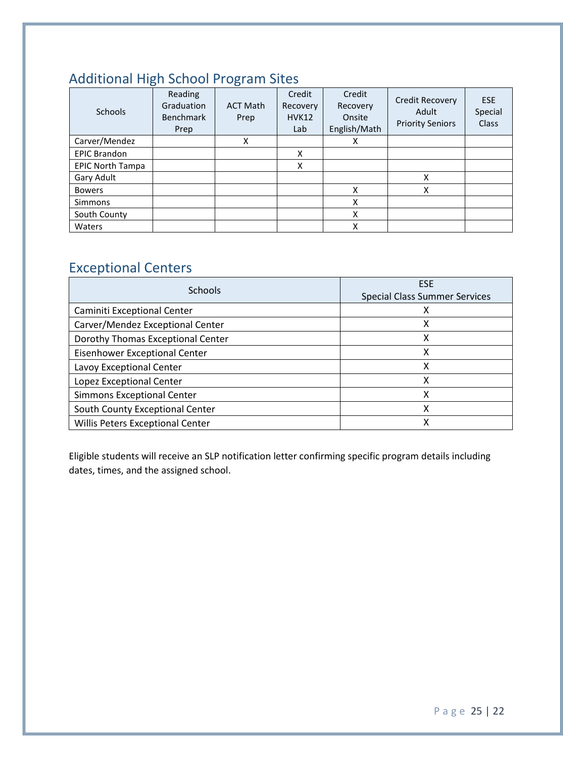## Additional High School Program Sites

| Schools | Reading Graduation Benchmark Prep | ACT Math Prep | Credit Recovery HVK12 Lab | Credit Recovery Onsite English/Math | Credit Recovery Adult Priority Seniors | ESE Special Class |
|---|---|---|---|---|---|---|
| Carver/Mendez | | X | | X | | |
| EPIC Brandon | | | X | | | |
| EPIC North Tampa | | | X | | | |
| Gary Adult | | | | | X | |
| Bowers | | | | X | X | |
| Simmons | | | | X | | |
| South County | | | | X | | |
| Waters | | | | X | | |

## Exceptional Centers

| Schools | ESE Special Class Summer Services |
|---|---|
| Caminiti Exceptional Center | X |
| Carver/Mendez Exceptional Center | X |
| Dorothy Thomas Exceptional Center | X |
| Eisenhower Exceptional Center | X |
| Lavoy Exceptional Center | X |
| Lopez Exceptional Center | X |
| Simmons Exceptional Center | X |
| South County Exceptional Center | X |
| Willis Peters Exceptional Center | X |

Eligible students will receive an SLP notification letter confirming specific program details including dates, times, and the assigned school.